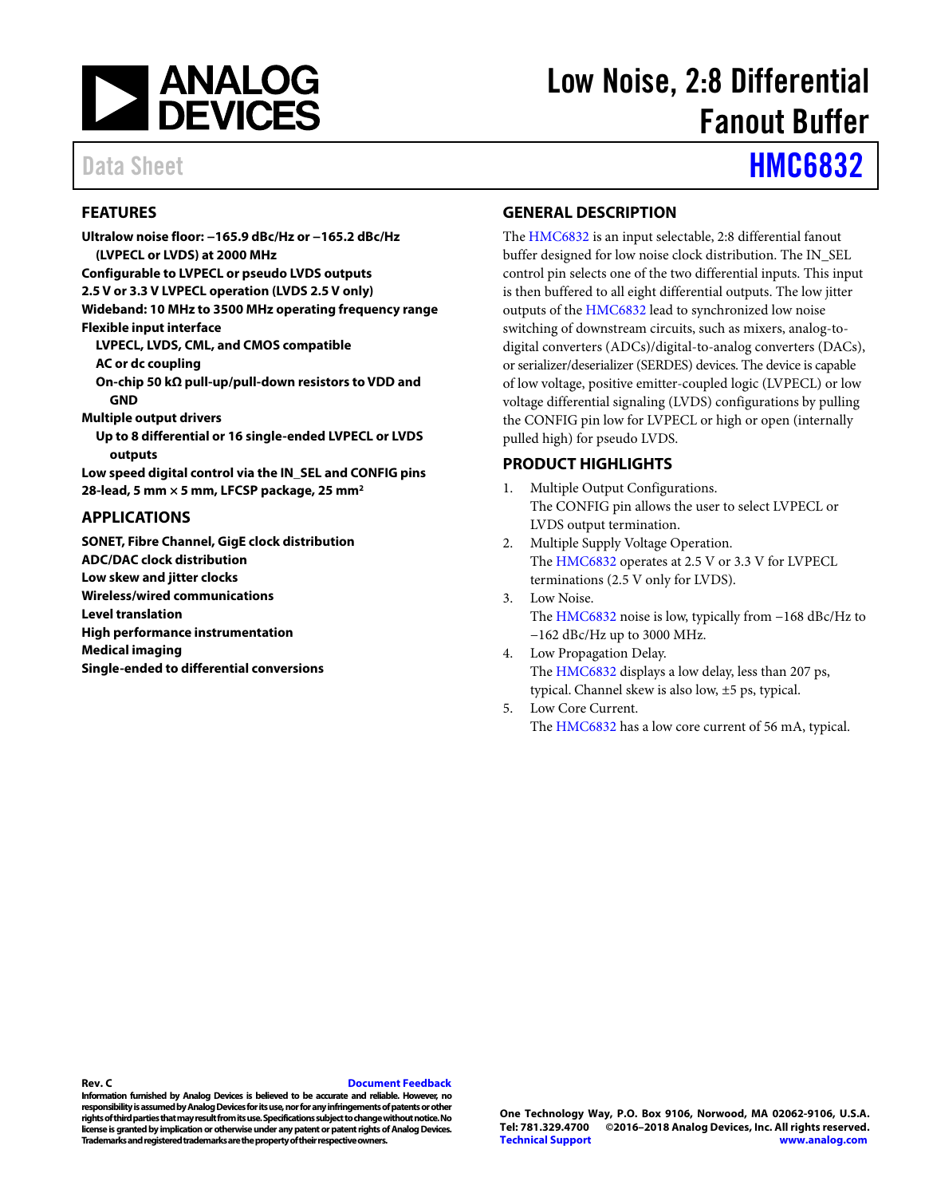# Low Noise, 2:8 Differential Fanout Buffer

Data Sheet **HMC6832**

## FEATURES

**Ultralow noise floor: −165.9 dBc/Hz or −165.2 dBc/Hz (LVPECL or LVDS) at 2000 MHz**
**Configurable to LVPECL or pseudo LVDS outputs**
**2.5 V or 3.3 V LVPECL operation (LVDS 2.5 V only)**
**Wideband: 10 MHz to 3500 MHz operating frequency range**
**Flexible input interface**
- **LVPECL, LVDS, CML, and CMOS compatible**
- **AC or dc coupling**
- **On-chip 50 kΩ pull-up/pull-down resistors to VDD and GND**

**Multiple output drivers**
- **Up to 8 differential or 16 single-ended LVPECL or LVDS outputs**

**Low speed digital control via the IN_SEL and CONFIG pins**
**28-lead, 5 mm × 5 mm, LFCSP package, 25 mm²**

## APPLICATIONS

**SONET, Fibre Channel, GigE clock distribution**
**ADC/DAC clock distribution**
**Low skew and jitter clocks**
**Wireless/wired communications**
**Level translation**
**High performance instrumentation**
**Medical imaging**
**Single-ended to differential conversions**

## GENERAL DESCRIPTION

The HMC6832 is an input selectable, 2:8 differential fanout buffer designed for low noise clock distribution. The IN_SEL control pin selects one of the two differential inputs. This input is then buffered to all eight differential outputs. The low jitter outputs of the HMC6832 lead to synchronized low noise switching of downstream circuits, such as mixers, analog-to-digital converters (ADCs)/digital-to-analog converters (DACs), or serializer/deserializer (SERDES) devices. The device is capable of low voltage, positive emitter-coupled logic (LVPECL) or low voltage differential signaling (LVDS) configurations by pulling the CONFIG pin low for LVPECL or high or open (internally pulled high) for pseudo LVDS.

## PRODUCT HIGHLIGHTS

1. Multiple Output Configurations.
   The CONFIG pin allows the user to select LVPECL or LVDS output termination.
2. Multiple Supply Voltage Operation.
   The HMC6832 operates at 2.5 V or 3.3 V for LVPECL terminations (2.5 V only for LVDS).
3. Low Noise.
   The HMC6832 noise is low, typically from −168 dBc/Hz to −162 dBc/Hz up to 3000 MHz.
4. Low Propagation Delay.
   The HMC6832 displays a low delay, less than 207 ps, typical. Channel skew is also low, ±5 ps, typical.
5. Low Core Current.
   The HMC6832 has a low core current of 56 mA, typical.

**Rev. C** **Document Feedback**
**Information furnished by Analog Devices is believed to be accurate and reliable. However, no responsibility is assumed by Analog Devices for its use, nor for any infringements of patents or other rights of third parties that may result from its use. Specifications subject to change without notice. No license is granted by implication or otherwise under any patent or patent rights of Analog Devices. Trademarks and registered trademarks are the property of their respective owners.**

**One Technology Way, P.O. Box 9106, Norwood, MA 02062-9106, U.S.A.**
**Tel: 781.329.4700 ©2016–2018 Analog Devices, Inc. All rights reserved.**
**Technical Support www.analog.com**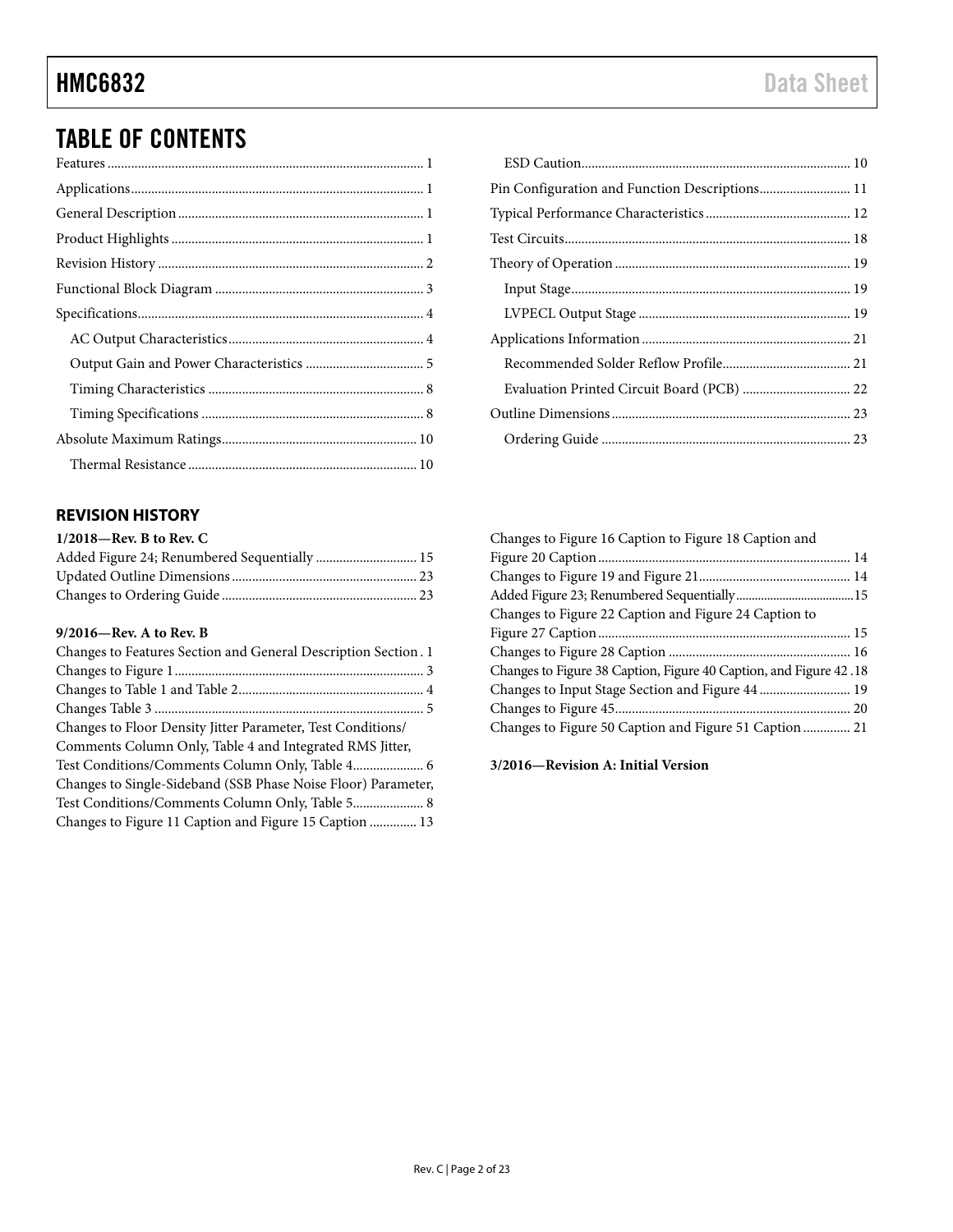## TABLE OF CONTENTS

Features ... 1
Applications ... 1
General Description ... 1
Product Highlights ... 1
Revision History ... 2
Functional Block Diagram ... 3
Specifications ... 4
  AC Output Characteristics ... 4
  Output Gain and Power Characteristics ... 5
  Timing Characteristics ... 8
  Timing Specifications ... 8
Absolute Maximum Ratings ... 10
  Thermal Resistance ... 10
  ESD Caution ... 10
Pin Configuration and Function Descriptions ... 11
Typical Performance Characteristics ... 12
Test Circuits ... 18
Theory of Operation ... 19
  Input Stage ... 19
  LVPECL Output Stage ... 19
Applications Information ... 21
  Recommended Solder Reflow Profile ... 21
  Evaluation Printed Circuit Board (PCB) ... 22
Outline Dimensions ... 23
  Ordering Guide ... 23

### REVISION HISTORY

**1/2018—Rev. B to Rev. C**

Added Figure 24; Renumbered Sequentially ... 15
Updated Outline Dimensions ... 23
Changes to Ordering Guide ... 23

**9/2016—Rev. A to Rev. B**

Changes to Features Section and General Description Section ... 1
Changes to Figure 1 ... 3
Changes to Table 1 and Table 2 ... 4
Changes Table 3 ... 5
Changes to Floor Density Jitter Parameter, Test Conditions/Comments Column Only, Table 4 and Integrated RMS Jitter, Test Conditions/Comments Column Only, Table 4 ... 6
Changes to Single-Sideband (SSB Phase Noise Floor) Parameter, Test Conditions/Comments Column Only, Table 5 ... 8
Changes to Figure 11 Caption and Figure 15 Caption ... 13
Changes to Figure 16 Caption to Figure 18 Caption and Figure 20 Caption ... 14
Changes to Figure 19 and Figure 21 ... 14
Added Figure 23; Renumbered Sequentially ... 15
Changes to Figure 22 Caption and Figure 24 Caption to Figure 27 Caption ... 15
Changes to Figure 28 Caption ... 16
Changes to Figure 38 Caption, Figure 40 Caption, and Figure 42 ... 18
Changes to Input Stage Section and Figure 44 ... 19
Changes to Figure 45 ... 20
Changes to Figure 50 Caption and Figure 51 Caption ... 21

**3/2016—Revision A: Initial Version**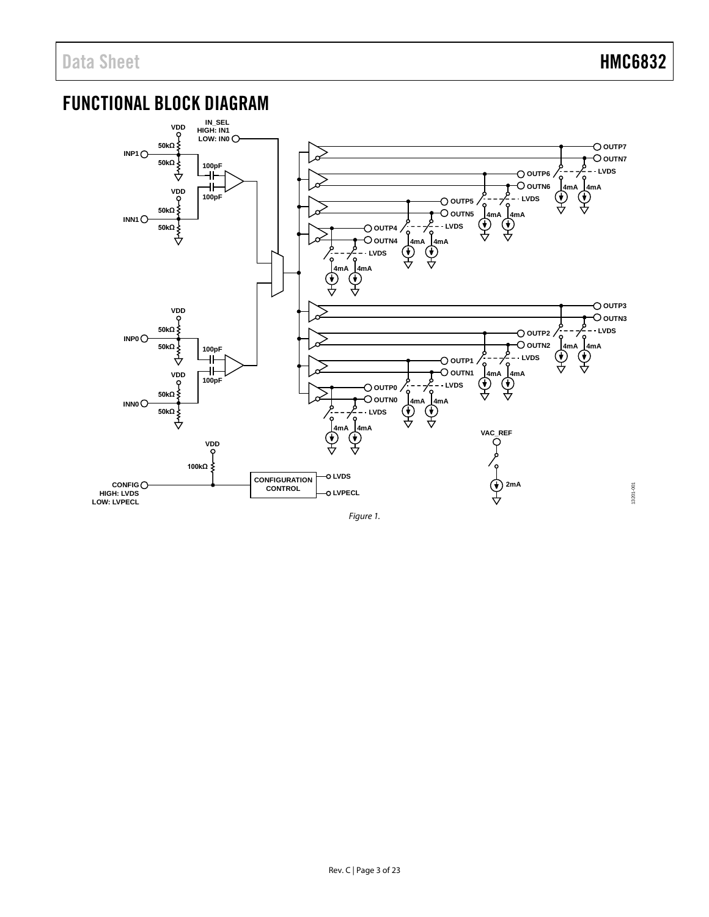## FUNCTIONAL BLOCK DIAGRAM

VDD
IN_SEL
HIGH: IN1
LOW: IN0
50kΩ
INP1
50kΩ
100pF
VDD
100pF
50kΩ
INN1
50kΩ
OUTP7
OUTN7
LVDS
OUTP6
OUTN6
4mA
4mA
OUTP5
LVDS
OUTN5
4mA
4mA
OUTP4
LVDS
OUTN4
4mA
4mA
LVDS
4mA
4mA
OUTP3
VDD
OUTN3
50kΩ
OUTP2
LVDS
INP0
50kΩ
OUTN2
4mA
4mA
100pF
OUTP1
LVDS
VDD
100pF
OUTN1
4mA
4mA
OUTP0
LVDS
50kΩ
OUTN0
4mA
4mA
INN0
50kΩ
LVDS
4mA
4mA
VAC_REF
VDD
100kΩ
LVDS
CONFIGURATION CONTROL
2mA
CONFIG
HIGH: LVDS
LOW: LVPECL
LVPECL
13201-001

*Figure 1.*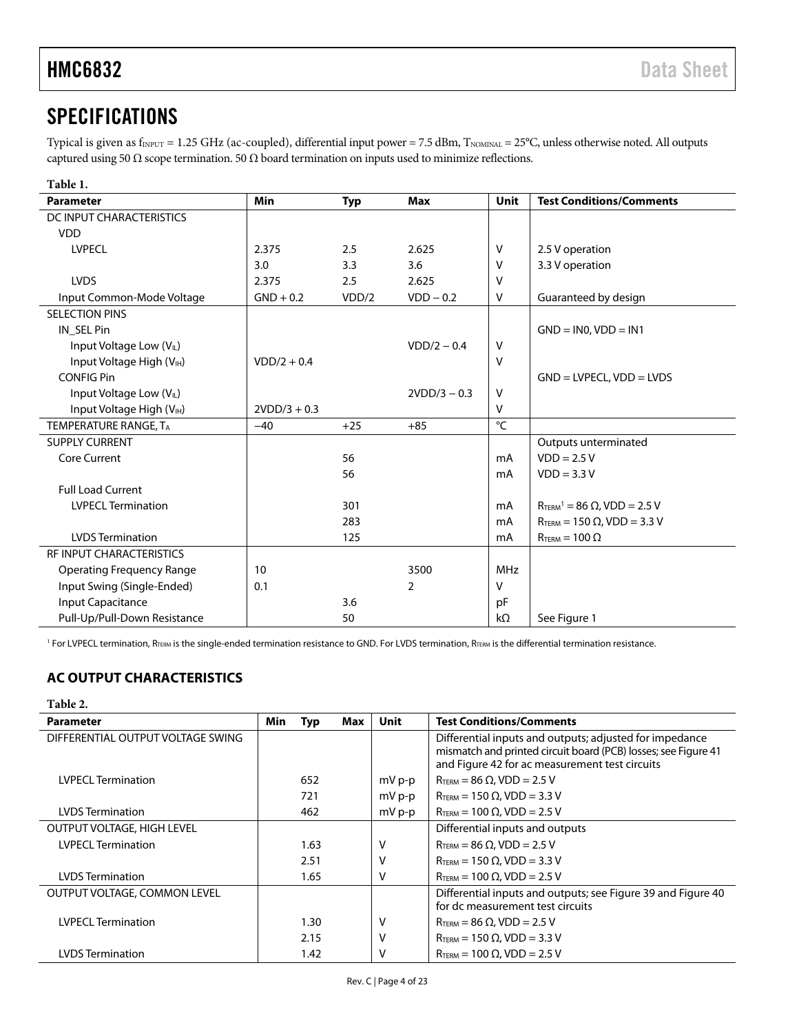## SPECIFICATIONS

Typical is given as $f_{INPUT}$ = 1.25 GHz (ac-coupled), differential input power = 7.5 dBm, $T_{NOMINAL}$ = 25°C, unless otherwise noted. All outputs captured using 50 Ω scope termination. 50 Ω board termination on inputs used to minimize reflections.

**Table 1.**

| Parameter | Min | Typ | Max | Unit | Test Conditions/Comments |
|---|---|---|---|---|---|
| DC INPUT CHARACTERISTICS | | | | | |
| VDD | | | | | |
| LVPECL | 2.375 | 2.5 | 2.625 | V | 2.5 V operation |
| | 3.0 | 3.3 | 3.6 | V | 3.3 V operation |
| LVDS | 2.375 | 2.5 | 2.625 | V | |
| Input Common-Mode Voltage | GND + 0.2 | VDD/2 | VDD − 0.2 | V | Guaranteed by design |
| SELECTION PINS | | | | | |
| IN_SEL Pin | | | | | GND = IN0, VDD = IN1 |
| Input Voltage Low ($V_{IL}$) | | | VDD/2 − 0.4 | V | |
| Input Voltage High ($V_{IH}$) | VDD/2 + 0.4 | | | V | |
| CONFIG Pin | | | | | GND = LVPECL, VDD = LVDS |
| Input Voltage Low ($V_{IL}$) | | | 2VDD/3 − 0.3 | V | |
| Input Voltage High ($V_{IH}$) | 2VDD/3 + 0.3 | | | V | |
| TEMPERATURE RANGE, $T_A$ | −40 | +25 | +85 | °C | |
| SUPPLY CURRENT | | | | | Outputs unterminated |
| Core Current | | 56 | | mA | VDD = 2.5 V |
| | | 56 | | mA | VDD = 3.3 V |
| Full Load Current | | | | | |
| LVPECL Termination | | 301 | | mA | $R_{TERM}$[1] = 86 Ω, VDD = 2.5 V |
| | | 283 | | mA | $R_{TERM}$ = 150 Ω, VDD = 3.3 V |
| LVDS Termination | | 125 | | mA | $R_{TERM}$ = 100 Ω |
| RF INPUT CHARACTERISTICS | | | | | |
| Operating Frequency Range | 10 | | 3500 | MHz | |
| Input Swing (Single-Ended) | 0.1 | | 2 | V | |
| Input Capacitance | | 3.6 | | pF | |
| Pull-Up/Pull-Down Resistance | | 50 | | kΩ | See Figure 1 |

[1] For LVPECL termination, $R_{TERM}$ is the single-ended termination resistance to GND. For LVDS termination, $R_{TERM}$ is the differential termination resistance.

### AC OUTPUT CHARACTERISTICS

**Table 2.**

| Parameter | Min | Typ | Max | Unit | Test Conditions/Comments |
|---|---|---|---|---|---|
| DIFFERENTIAL OUTPUT VOLTAGE SWING | | | | | Differential inputs and outputs; adjusted for impedance mismatch and printed circuit board (PCB) losses; see Figure 41 and Figure 42 for ac measurement test circuits |
| LVPECL Termination | | 652 | | mV p-p | $R_{TERM}$ = 86 Ω, VDD = 2.5 V |
| | | 721 | | mV p-p | $R_{TERM}$ = 150 Ω, VDD = 3.3 V |
| LVDS Termination | | 462 | | mV p-p | $R_{TERM}$ = 100 Ω, VDD = 2.5 V |
| OUTPUT VOLTAGE, HIGH LEVEL | | | | | Differential inputs and outputs |
| LVPECL Termination | | 1.63 | | V | $R_{TERM}$ = 86 Ω, VDD = 2.5 V |
| | | 2.51 | | V | $R_{TERM}$ = 150 Ω, VDD = 3.3 V |
| LVDS Termination | | 1.65 | | V | $R_{TERM}$ = 100 Ω, VDD = 2.5 V |
| OUTPUT VOLTAGE, COMMON LEVEL | | | | | Differential inputs and outputs; see Figure 39 and Figure 40 for dc measurement test circuits |
| LVPECL Termination | | 1.30 | | V | $R_{TERM}$ = 86 Ω, VDD = 2.5 V |
| | | 2.15 | | V | $R_{TERM}$ = 150 Ω, VDD = 3.3 V |
| LVDS Termination | | 1.42 | | V | $R_{TERM}$ = 100 Ω, VDD = 2.5 V |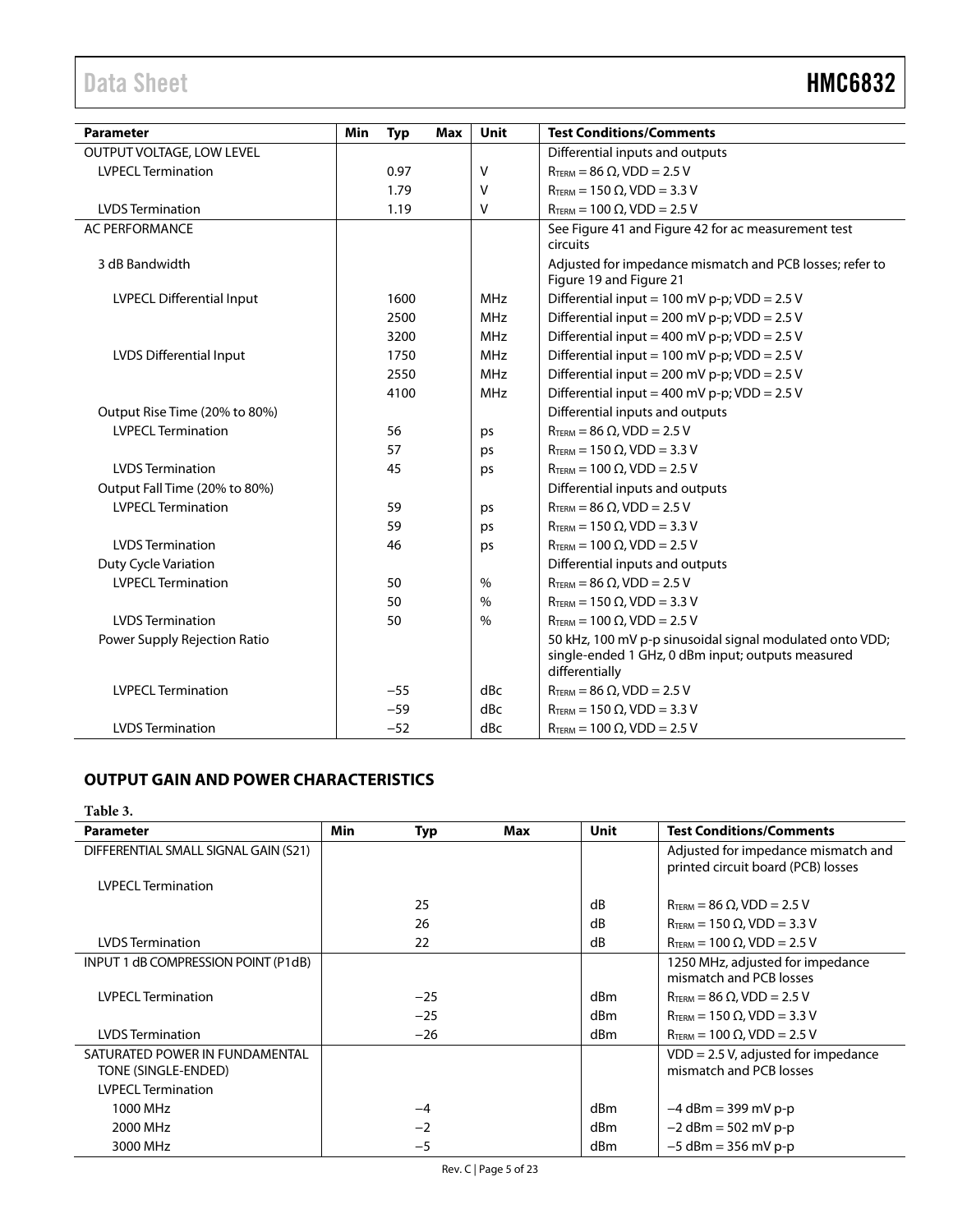| Parameter | Min | Typ | Max | Unit | Test Conditions/Comments |
|---|---|---|---|---|---|
| OUTPUT VOLTAGE, LOW LEVEL | | | | | Differential inputs and outputs |
| LVPECL Termination | | 0.97 | | V | $R_{TERM}$ = 86 Ω, VDD = 2.5 V |
| | | 1.79 | | V | $R_{TERM}$ = 150 Ω, VDD = 3.3 V |
| LVDS Termination | | 1.19 | | V | $R_{TERM}$ = 100 Ω, VDD = 2.5 V |
| AC PERFORMANCE | | | | | See Figure 41 and Figure 42 for ac measurement test circuits |
| 3 dB Bandwidth | | | | | Adjusted for impedance mismatch and PCB losses; refer to Figure 19 and Figure 21 |
| LVPECL Differential Input | | 1600 | | MHz | Differential input = 100 mV p-p; VDD = 2.5 V |
| | | 2500 | | MHz | Differential input = 200 mV p-p; VDD = 2.5 V |
| | | 3200 | | MHz | Differential input = 400 mV p-p; VDD = 2.5 V |
| LVDS Differential Input | | 1750 | | MHz | Differential input = 100 mV p-p; VDD = 2.5 V |
| | | 2550 | | MHz | Differential input = 200 mV p-p; VDD = 2.5 V |
| | | 4100 | | MHz | Differential input = 400 mV p-p; VDD = 2.5 V |
| Output Rise Time (20% to 80%) | | | | | Differential inputs and outputs |
| LVPECL Termination | | 56 | | ps | $R_{TERM}$ = 86 Ω, VDD = 2.5 V |
| | | 57 | | ps | $R_{TERM}$ = 150 Ω, VDD = 3.3 V |
| LVDS Termination | | 45 | | ps | $R_{TERM}$ = 100 Ω, VDD = 2.5 V |
| Output Fall Time (20% to 80%) | | | | | Differential inputs and outputs |
| LVPECL Termination | | 59 | | ps | $R_{TERM}$ = 86 Ω, VDD = 2.5 V |
| | | 59 | | ps | $R_{TERM}$ = 150 Ω, VDD = 3.3 V |
| LVDS Termination | | 46 | | ps | $R_{TERM}$ = 100 Ω, VDD = 2.5 V |
| Duty Cycle Variation | | | | | Differential inputs and outputs |
| LVPECL Termination | | 50 | | % | $R_{TERM}$ = 86 Ω, VDD = 2.5 V |
| | | 50 | | % | $R_{TERM}$ = 150 Ω, VDD = 3.3 V |
| LVDS Termination | | 50 | | % | $R_{TERM}$ = 100 Ω, VDD = 2.5 V |
| Power Supply Rejection Ratio | | | | | 50 kHz, 100 mV p-p sinusoidal signal modulated onto VDD; single-ended 1 GHz, 0 dBm input; outputs measured differentially |
| LVPECL Termination | | −55 | | dBc | $R_{TERM}$ = 86 Ω, VDD = 2.5 V |
| | | −59 | | dBc | $R_{TERM}$ = 150 Ω, VDD = 3.3 V |
| LVDS Termination | | −52 | | dBc | $R_{TERM}$ = 100 Ω, VDD = 2.5 V |

## OUTPUT GAIN AND POWER CHARACTERISTICS

**Table 3.**

| Parameter | Min | Typ | Max | Unit | Test Conditions/Comments |
|---|---|---|---|---|---|
| DIFFERENTIAL SMALL SIGNAL GAIN (S21) | | | | | Adjusted for impedance mismatch and printed circuit board (PCB) losses |
| LVPECL Termination | | | | | |
| | | 25 | | dB | $R_{TERM}$ = 86 Ω, VDD = 2.5 V |
| | | 26 | | dB | $R_{TERM}$ = 150 Ω, VDD = 3.3 V |
| LVDS Termination | | 22 | | dB | $R_{TERM}$ = 100 Ω, VDD = 2.5 V |
| INPUT 1 dB COMPRESSION POINT (P1dB) | | | | | 1250 MHz, adjusted for impedance mismatch and PCB losses |
| LVPECL Termination | | −25 | | dBm | $R_{TERM}$ = 86 Ω, VDD = 2.5 V |
| | | −25 | | dBm | $R_{TERM}$ = 150 Ω, VDD = 3.3 V |
| LVDS Termination | | −26 | | dBm | $R_{TERM}$ = 100 Ω, VDD = 2.5 V |
| SATURATED POWER IN FUNDAMENTAL TONE (SINGLE-ENDED) | | | | | VDD = 2.5 V, adjusted for impedance mismatch and PCB losses |
| LVPECL Termination | | | | | |
| 1000 MHz | | −4 | | dBm | −4 dBm = 399 mV p-p |
| 2000 MHz | | −2 | | dBm | −2 dBm = 502 mV p-p |
| 3000 MHz | | −5 | | dBm | −5 dBm = 356 mV p-p |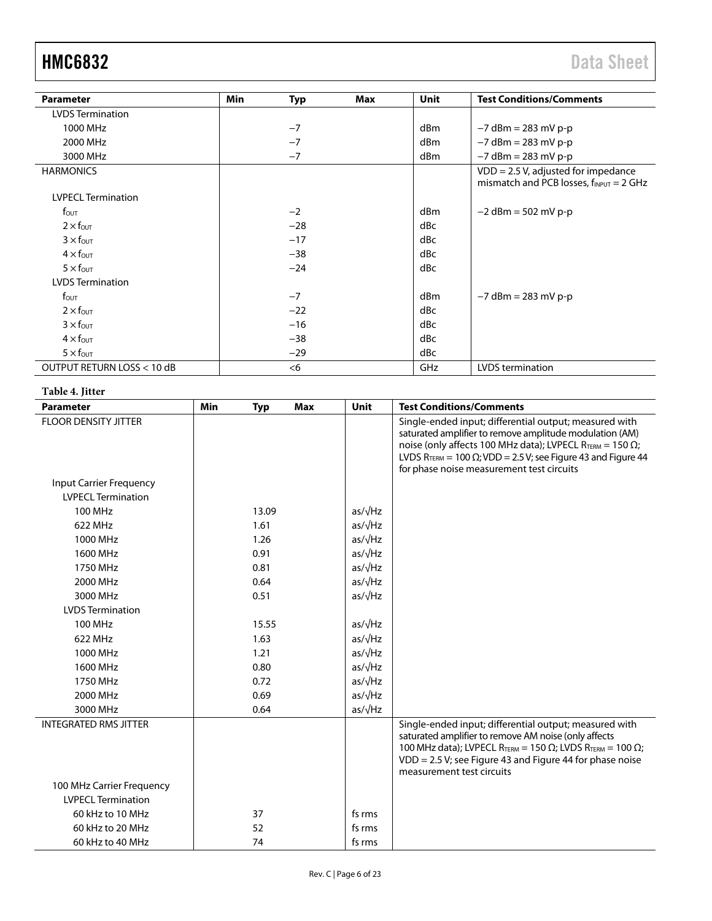| Parameter | Min | Typ | Max | Unit | Test Conditions/Comments |
|---|---|---|---|---|---|
| LVDS Termination | | | | | |
| 1000 MHz | | −7 | | dBm | −7 dBm = 283 mV p-p |
| 2000 MHz | | −7 | | dBm | −7 dBm = 283 mV p-p |
| 3000 MHz | | −7 | | dBm | −7 dBm = 283 mV p-p |
| HARMONICS | | | | | VDD = 2.5 V, adjusted for impedance mismatch and PCB losses, $f_{INPUT}$ = 2 GHz |
| LVPECL Termination | | | | | |
| $f_{OUT}$ | | −2 | | dBm | −2 dBm = 502 mV p-p |
| 2 × $f_{OUT}$ | | −28 | | dBc | |
| 3 × $f_{OUT}$ | | −17 | | dBc | |
| 4 × $f_{OUT}$ | | −38 | | dBc | |
| 5 × $f_{OUT}$ | | −24 | | dBc | |
| LVDS Termination | | | | | |
| $f_{OUT}$ | | −7 | | dBm | −7 dBm = 283 mV p-p |
| 2 × $f_{OUT}$ | | −22 | | dBc | |
| 3 × $f_{OUT}$ | | −16 | | dBc | |
| 4 × $f_{OUT}$ | | −38 | | dBc | |
| 5 × $f_{OUT}$ | | −29 | | dBc | |
| OUTPUT RETURN LOSS < 10 dB | | <6 | | GHz | LVDS termination |

**Table 4. Jitter**

| Parameter | Min | Typ | Max | Unit | Test Conditions/Comments |
|---|---|---|---|---|---|
| FLOOR DENSITY JITTER | | | | | Single-ended input; differential output; measured with saturated amplifier to remove amplitude modulation (AM) noise (only affects 100 MHz data); LVPECL $R_{TERM}$ = 150 Ω; LVDS $R_{TERM}$ = 100 Ω; VDD = 2.5 V; see Figure 43 and Figure 44 for phase noise measurement test circuits |
| Input Carrier Frequency | | | | | |
| LVPECL Termination | | | | | |
| 100 MHz | | 13.09 | | as/√Hz | |
| 622 MHz | | 1.61 | | as/√Hz | |
| 1000 MHz | | 1.26 | | as/√Hz | |
| 1600 MHz | | 0.91 | | as/√Hz | |
| 1750 MHz | | 0.81 | | as/√Hz | |
| 2000 MHz | | 0.64 | | as/√Hz | |
| 3000 MHz | | 0.51 | | as/√Hz | |
| LVDS Termination | | | | | |
| 100 MHz | | 15.55 | | as/√Hz | |
| 622 MHz | | 1.63 | | as/√Hz | |
| 1000 MHz | | 1.21 | | as/√Hz | |
| 1600 MHz | | 0.80 | | as/√Hz | |
| 1750 MHz | | 0.72 | | as/√Hz | |
| 2000 MHz | | 0.69 | | as/√Hz | |
| 3000 MHz | | 0.64 | | as/√Hz | |
| INTEGRATED RMS JITTER | | | | | Single-ended input; differential output; measured with saturated amplifier to remove AM noise (only affects 100 MHz data); LVPECL $R_{TERM}$ = 150 Ω; LVDS $R_{TERM}$ = 100 Ω; VDD = 2.5 V; see Figure 43 and Figure 44 for phase noise measurement test circuits |
| 100 MHz Carrier Frequency | | | | | |
| LVPECL Termination | | | | | |
| 60 kHz to 10 MHz | | 37 | | fs rms | |
| 60 kHz to 20 MHz | | 52 | | fs rms | |
| 60 kHz to 40 MHz | | 74 | | fs rms | |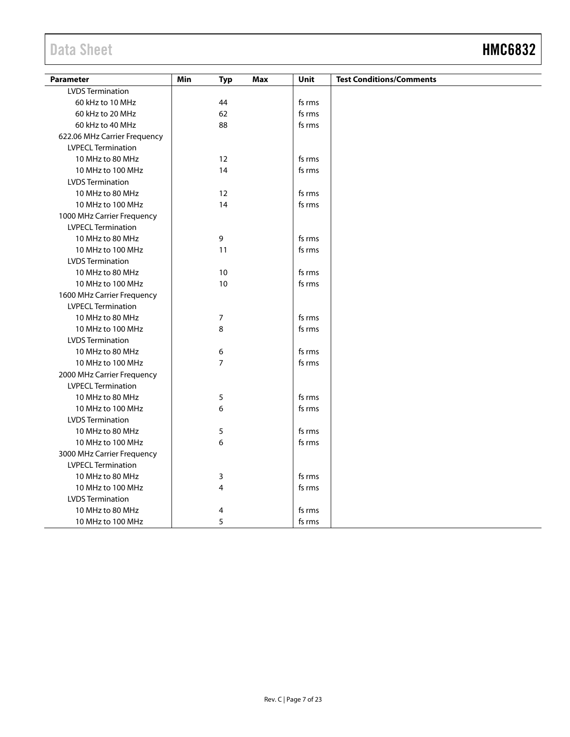| Parameter | Min | Typ | Max | Unit | Test Conditions/Comments |
|---|---|---|---|---|---|
| LVDS Termination | | | | | |
| 60 kHz to 10 MHz | | 44 | | fs rms | |
| 60 kHz to 20 MHz | | 62 | | fs rms | |
| 60 kHz to 40 MHz | | 88 | | fs rms | |
| 622.06 MHz Carrier Frequency | | | | | |
| LVPECL Termination | | | | | |
| 10 MHz to 80 MHz | | 12 | | fs rms | |
| 10 MHz to 100 MHz | | 14 | | fs rms | |
| LVDS Termination | | | | | |
| 10 MHz to 80 MHz | | 12 | | fs rms | |
| 10 MHz to 100 MHz | | 14 | | fs rms | |
| 1000 MHz Carrier Frequency | | | | | |
| LVPECL Termination | | | | | |
| 10 MHz to 80 MHz | | 9 | | fs rms | |
| 10 MHz to 100 MHz | | 11 | | fs rms | |
| LVDS Termination | | | | | |
| 10 MHz to 80 MHz | | 10 | | fs rms | |
| 10 MHz to 100 MHz | | 10 | | fs rms | |
| 1600 MHz Carrier Frequency | | | | | |
| LVPECL Termination | | | | | |
| 10 MHz to 80 MHz | | 7 | | fs rms | |
| 10 MHz to 100 MHz | | 8 | | fs rms | |
| LVDS Termination | | | | | |
| 10 MHz to 80 MHz | | 6 | | fs rms | |
| 10 MHz to 100 MHz | | 7 | | fs rms | |
| 2000 MHz Carrier Frequency | | | | | |
| LVPECL Termination | | | | | |
| 10 MHz to 80 MHz | | 5 | | fs rms | |
| 10 MHz to 100 MHz | | 6 | | fs rms | |
| LVDS Termination | | | | | |
| 10 MHz to 80 MHz | | 5 | | fs rms | |
| 10 MHz to 100 MHz | | 6 | | fs rms | |
| 3000 MHz Carrier Frequency | | | | | |
| LVPECL Termination | | | | | |
| 10 MHz to 80 MHz | | 3 | | fs rms | |
| 10 MHz to 100 MHz | | 4 | | fs rms | |
| LVDS Termination | | | | | |
| 10 MHz to 80 MHz | | 4 | | fs rms | |
| 10 MHz to 100 MHz | | 5 | | fs rms | |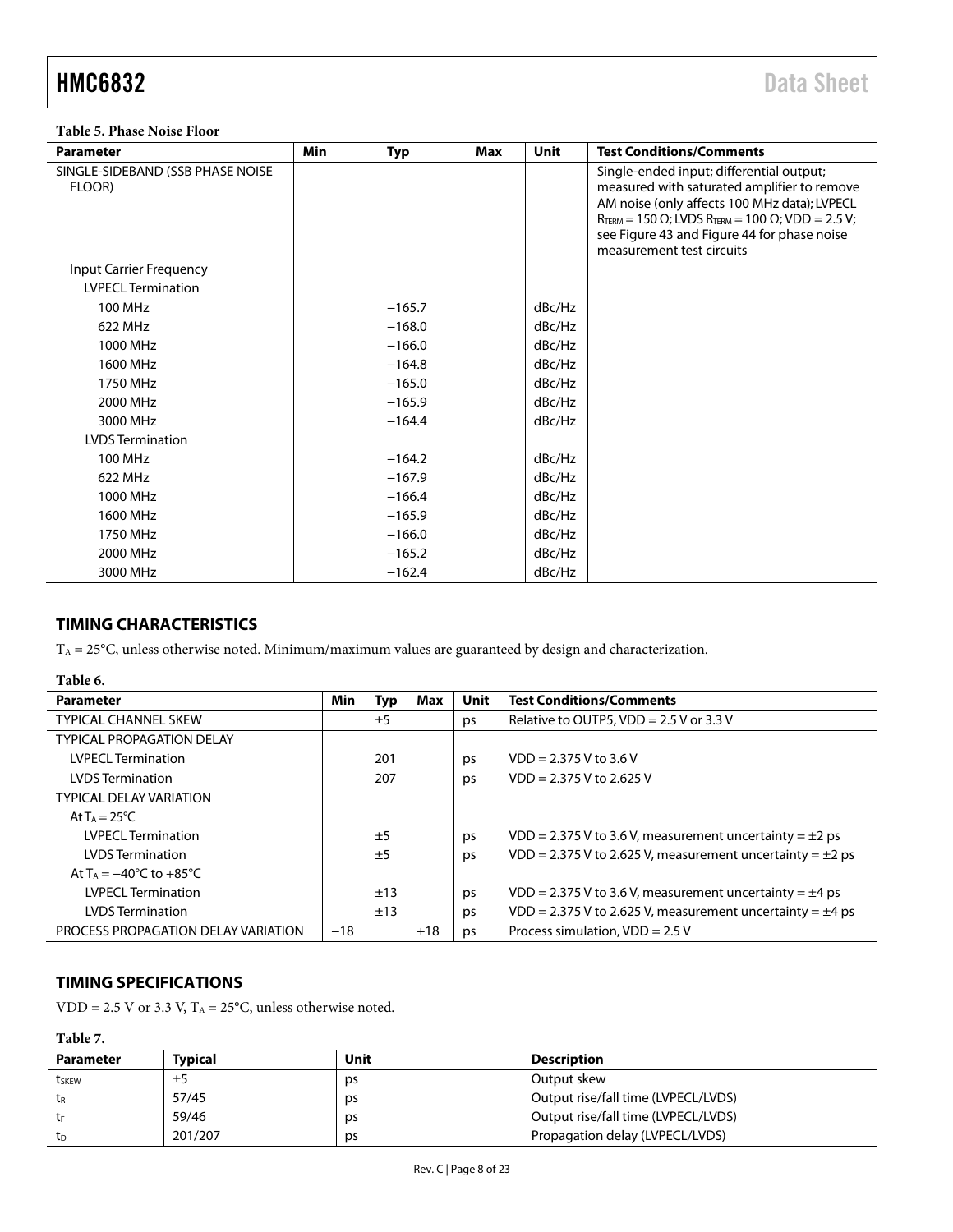**Table 5. Phase Noise Floor**

| Parameter | Min | Typ | Max | Unit | Test Conditions/Comments |
| --- | --- | --- | --- | --- | --- |
| SINGLE-SIDEBAND (SSB PHASE NOISE FLOOR) | | | | | Single-ended input; differential output; measured with saturated amplifier to remove AM noise (only affects 100 MHz data); LVPECL $R_{TERM}$ = 150 Ω; LVDS $R_{TERM}$ = 100 Ω; VDD = 2.5 V; see Figure 43 and Figure 44 for phase noise measurement test circuits |
| Input Carrier Frequency | | | | | |
| LVPECL Termination | | | | | |
| 100 MHz | | −165.7 | | dBc/Hz | |
| 622 MHz | | −168.0 | | dBc/Hz | |
| 1000 MHz | | −166.0 | | dBc/Hz | |
| 1600 MHz | | −164.8 | | dBc/Hz | |
| 1750 MHz | | −165.0 | | dBc/Hz | |
| 2000 MHz | | −165.9 | | dBc/Hz | |
| 3000 MHz | | −164.4 | | dBc/Hz | |
| LVDS Termination | | | | | |
| 100 MHz | | −164.2 | | dBc/Hz | |
| 622 MHz | | −167.9 | | dBc/Hz | |
| 1000 MHz | | −166.4 | | dBc/Hz | |
| 1600 MHz | | −165.9 | | dBc/Hz | |
| 1750 MHz | | −166.0 | | dBc/Hz | |
| 2000 MHz | | −165.2 | | dBc/Hz | |
| 3000 MHz | | −162.4 | | dBc/Hz | |

## TIMING CHARACTERISTICS

$T_A$ = 25°C, unless otherwise noted. Minimum/maximum values are guaranteed by design and characterization.

**Table 6.**

| Parameter | Min | Typ | Max | Unit | Test Conditions/Comments |
| --- | --- | --- | --- | --- | --- |
| TYPICAL CHANNEL SKEW | | ±5 | | ps | Relative to OUTP5, VDD = 2.5 V or 3.3 V |
| TYPICAL PROPAGATION DELAY | | | | | |
| LVPECL Termination | | 201 | | ps | VDD = 2.375 V to 3.6 V |
| LVDS Termination | | 207 | | ps | VDD = 2.375 V to 2.625 V |
| TYPICAL DELAY VARIATION | | | | | |
| At $T_A$ = 25°C | | | | | |
| LVPECL Termination | | ±5 | | ps | VDD = 2.375 V to 3.6 V, measurement uncertainty = ±2 ps |
| LVDS Termination | | ±5 | | ps | VDD = 2.375 V to 2.625 V, measurement uncertainty = ±2 ps |
| At $T_A$ = −40°C to +85°C | | | | | |
| LVPECL Termination | | ±13 | | ps | VDD = 2.375 V to 3.6 V, measurement uncertainty = ±4 ps |
| LVDS Termination | | ±13 | | ps | VDD = 2.375 V to 2.625 V, measurement uncertainty = ±4 ps |
| PROCESS PROPAGATION DELAY VARIATION | −18 | | +18 | ps | Process simulation, VDD = 2.5 V |

## TIMING SPECIFICATIONS

VDD = 2.5 V or 3.3 V, $T_A$ = 25°C, unless otherwise noted.

**Table 7.**

| Parameter | Typical | Unit | Description |
| --- | --- | --- | --- |
| $t_{SKEW}$ | ±5 | ps | Output skew |
| $t_R$ | 57/45 | ps | Output rise/fall time (LVPECL/LVDS) |
| $t_F$ | 59/46 | ps | Output rise/fall time (LVPECL/LVDS) |
| $t_D$ | 201/207 | ps | Propagation delay (LVPECL/LVDS) |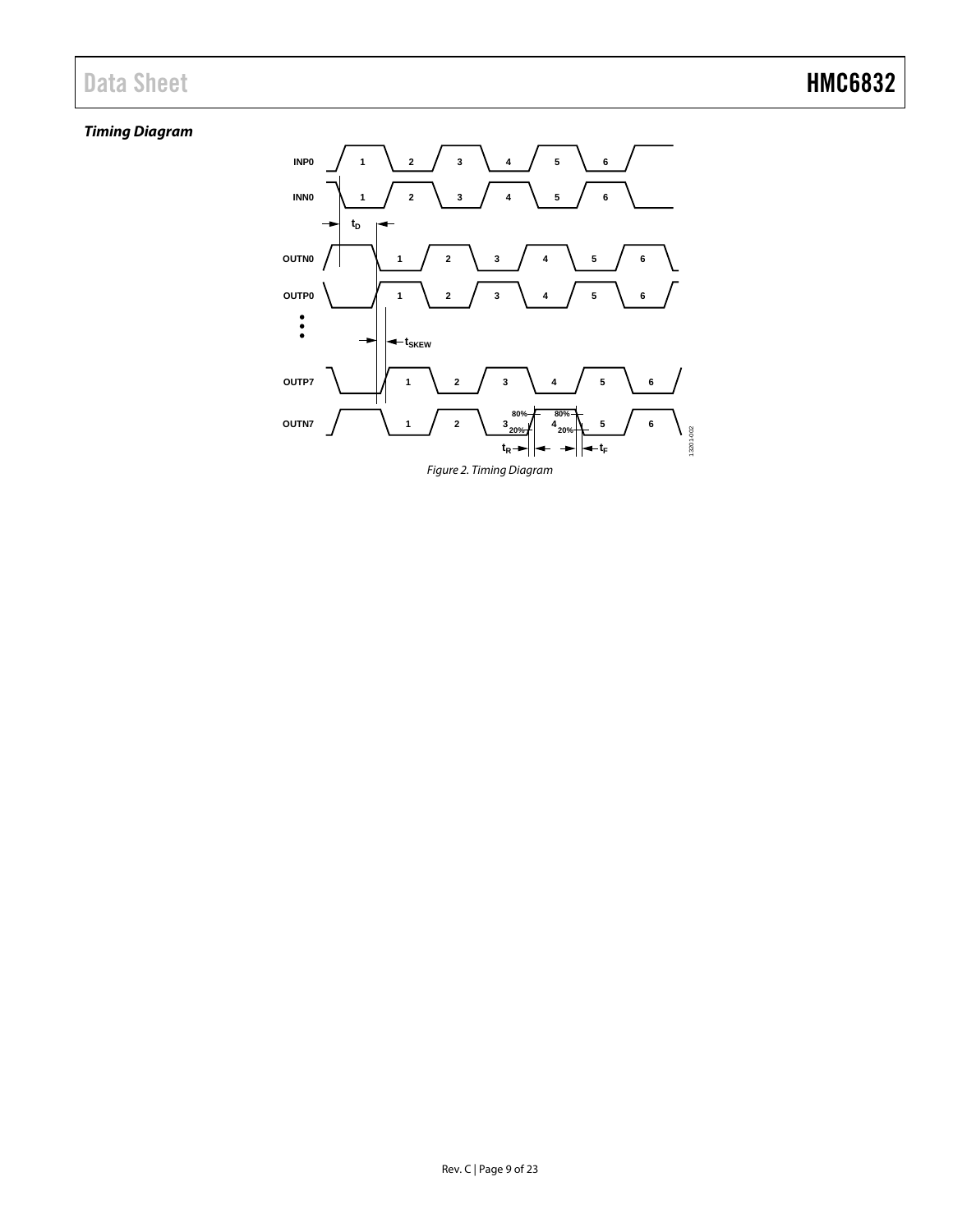### *Timing Diagram*

INP0
INN0
$t_D$
OUTN0
OUTP0
$t_{SKEW}$
OUTP7
OUTN7
1 2 3 4 5 6
80% 80%
20% 20%
$t_R$ $t_F$
13201-002

*Figure 2. Timing Diagram*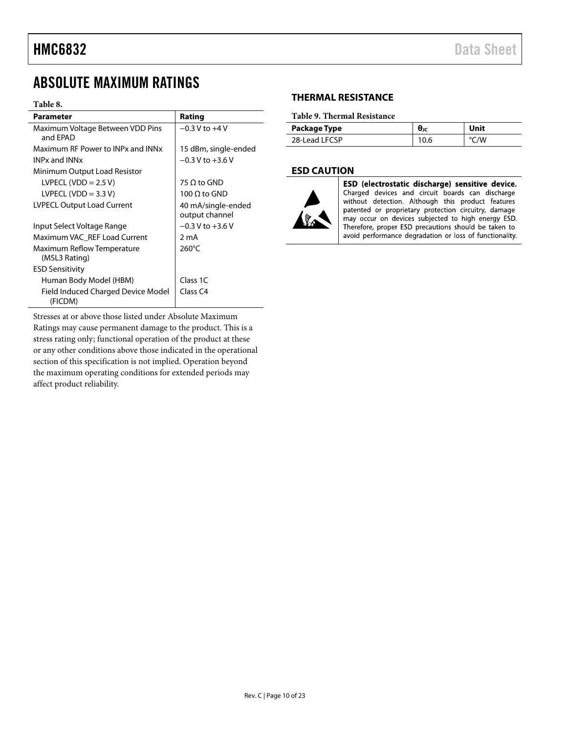# ABSOLUTE MAXIMUM RATINGS

**Table 8.**

| Parameter | Rating |
|---|---|
| Maximum Voltage Between VDD Pins and EPAD | −0.3 V to +4 V |
| Maximum RF Power to INPx and INNx | 15 dBm, single-ended |
| INPx and INNx | −0.3 V to +3.6 V |
| Minimum Output Load Resistor | |
| LVPECL (VDD = 2.5 V) | 75 Ω to GND |
| LVPECL (VDD = 3.3 V) | 100 Ω to GND |
| LVPECL Output Load Current | 40 mA/single-ended output channel |
| Input Select Voltage Range | −0.3 V to +3.6 V |
| Maximum VAC_REF Load Current | 2 mA |
| Maximum Reflow Temperature (MSL3 Rating) | 260°C |
| ESD Sensitivity | |
| Human Body Model (HBM) | Class 1C |
| Field Induced Charged Device Model (FICDM) | Class C4 |

Stresses at or above those listed under Absolute Maximum Ratings may cause permanent damage to the product. This is a stress rating only; functional operation of the product at these or any other conditions above those indicated in the operational section of this specification is not implied. Operation beyond the maximum operating conditions for extended periods may affect product reliability.

## THERMAL RESISTANCE

**Table 9. Thermal Resistance**

| Package Type | $\theta_{JC}$ | Unit |
|---|---|---|
| 28-Lead LFCSP | 10.6 | °C/W |

## ESD CAUTION

**ESD (electrostatic discharge) sensitive device.** Charged devices and circuit boards can discharge without detection. Although this product features patented or proprietary protection circuitry, damage may occur on devices subjected to high energy ESD. Therefore, proper ESD precautions should be taken to avoid performance degradation or loss of functionality.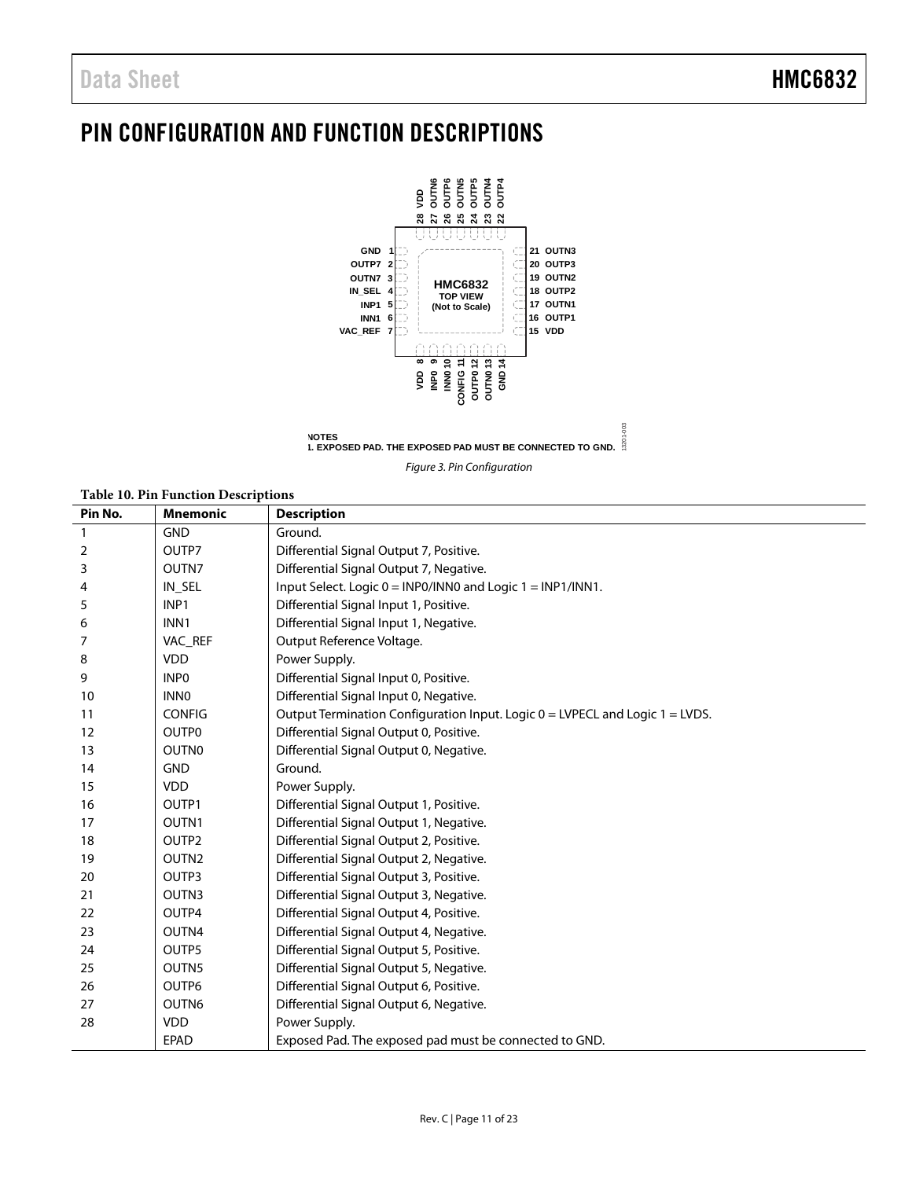# PIN CONFIGURATION AND FUNCTION DESCRIPTIONS

GND 1
OUTP7 2
OUTN7 3
IN_SEL 4
INP1 5
INN1 6
VAC_REF 7
VDD 8
INP0 9
INN0 10
CONFIG 11
OUTP0 12
OUTN0 13
GND 14
15 VDD
16 OUTP1
17 OUTN1
18 OUTP2
19 OUTN2
20 OUTP3
21 OUTN3
22 OUTP4
23 OUTN4
24 OUTP5
25 OUTN5
26 OUTP6
27 OUTN6
28 VDD

HMC6832
TOP VIEW
(Not to Scale)

NOTES
1. EXPOSED PAD. THE EXPOSED PAD MUST BE CONNECTED TO GND.

13201-003

*Figure 3. Pin Configuration*

**Table 10. Pin Function Descriptions**

| Pin No. | Mnemonic | Description |
|---|---|---|
| 1 | GND | Ground. |
| 2 | OUTP7 | Differential Signal Output 7, Positive. |
| 3 | OUTN7 | Differential Signal Output 7, Negative. |
| 4 | IN_SEL | Input Select. Logic 0 = INP0/INN0 and Logic 1 = INP1/INN1. |
| 5 | INP1 | Differential Signal Input 1, Positive. |
| 6 | INN1 | Differential Signal Input 1, Negative. |
| 7 | VAC_REF | Output Reference Voltage. |
| 8 | VDD | Power Supply. |
| 9 | INP0 | Differential Signal Input 0, Positive. |
| 10 | INN0 | Differential Signal Input 0, Negative. |
| 11 | CONFIG | Output Termination Configuration Input. Logic 0 = LVPECL and Logic 1 = LVDS. |
| 12 | OUTP0 | Differential Signal Output 0, Positive. |
| 13 | OUTN0 | Differential Signal Output 0, Negative. |
| 14 | GND | Ground. |
| 15 | VDD | Power Supply. |
| 16 | OUTP1 | Differential Signal Output 1, Positive. |
| 17 | OUTN1 | Differential Signal Output 1, Negative. |
| 18 | OUTP2 | Differential Signal Output 2, Positive. |
| 19 | OUTN2 | Differential Signal Output 2, Negative. |
| 20 | OUTP3 | Differential Signal Output 3, Positive. |
| 21 | OUTN3 | Differential Signal Output 3, Negative. |
| 22 | OUTP4 | Differential Signal Output 4, Positive. |
| 23 | OUTN4 | Differential Signal Output 4, Negative. |
| 24 | OUTP5 | Differential Signal Output 5, Positive. |
| 25 | OUTN5 | Differential Signal Output 5, Negative. |
| 26 | OUTP6 | Differential Signal Output 6, Positive. |
| 27 | OUTN6 | Differential Signal Output 6, Negative. |
| 28 | VDD | Power Supply. |
| | EPAD | Exposed Pad. The exposed pad must be connected to GND. |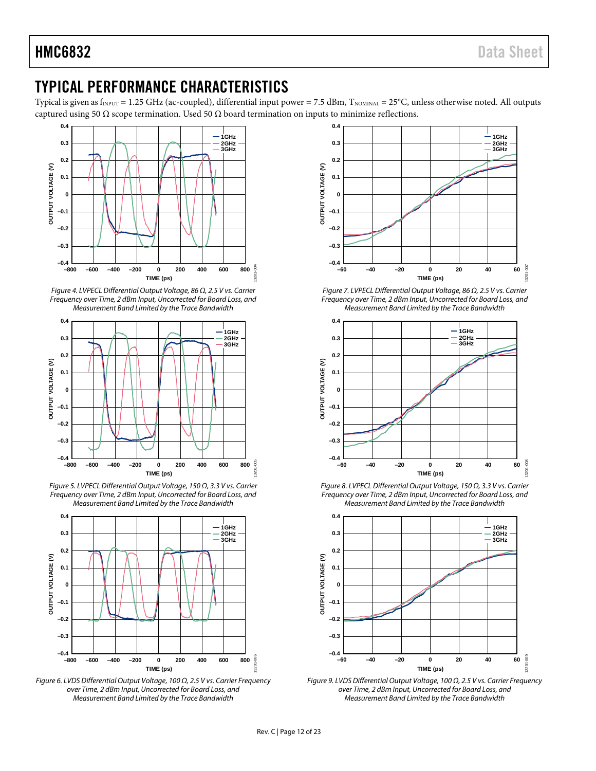# TYPICAL PERFORMANCE CHARACTERISTICS

Typical is given as $f_{INPUT}$ = 1.25 GHz (ac-coupled), differential input power = 7.5 dBm, $T_{NOMINAL}$ = 25°C, unless otherwise noted. All outputs captured using 50 Ω scope termination. Used 50 Ω board termination on inputs to minimize reflections.

OUTPUT VOLTAGE (V)
0.4
0.3
0.2
0.1
0
–0.1
–0.2
–0.3
–0.4
–800 –600 –400 –200 0 200 400 600 800
TIME (ps)
1GHz
2GHz
3GHz
13201-004

*Figure 4. LVPECL Differential Output Voltage, 86 Ω, 2.5 V vs. Carrier Frequency over Time, 2 dBm Input, Uncorrected for Board Loss, and Measurement Band Limited by the Trace Bandwidth*

OUTPUT VOLTAGE (V)
0.4
0.3
0.2
0.1
0
–0.1
–0.2
–0.3
–0.4
–800 –600 –400 –200 0 200 400 600 800
TIME (ps)
1GHz
2GHz
3GHz
13201-005

*Figure 5. LVPECL Differential Output Voltage, 150 Ω, 3.3 V vs. Carrier Frequency over Time, 2 dBm Input, Uncorrected for Board Loss, and Measurement Band Limited by the Trace Bandwidth*

OUTPUT VOLTAGE (V)
0.4
0.3
0.2
0.1
0
–0.1
–0.2
–0.3
–0.4
–800 –600 –400 –200 0 200 400 600 800
TIME (ps)
1GHz
2GHz
3GHz
13201-006

*Figure 6. LVDS Differential Output Voltage, 100 Ω, 2.5 V vs. Carrier Frequency over Time, 2 dBm Input, Uncorrected for Board Loss, and Measurement Band Limited by the Trace Bandwidth*

OUTPUT VOLTAGE (V)
0.4
0.3
0.2
0.1
0
–0.1
–0.2
–0.3
–0.4
–60 –40 –20 0 20 40 60
TIME (ps)
1GHz
2GHz
3GHz
13201-007

*Figure 7. LVPECL Differential Output Voltage, 86 Ω, 2.5 V vs. Carrier Frequency over Time, 2 dBm Input, Uncorrected for Board Loss, and Measurement Band Limited by the Trace Bandwidth*

OUTPUT VOLTAGE (V)
0.4
0.3
0.2
0.1
0
–0.1
–0.2
–0.3
–0.4
–60 –40 –20 0 20 40 60
TIME (ps)
1GHz
2GHz
3GHz
13201-008

*Figure 8. LVPECL Differential Output Voltage, 150 Ω, 3.3 V vs. Carrier Frequency over Time, 2 dBm Input, Uncorrected for Board Loss, and Measurement Band Limited by the Trace Bandwidth*

OUTPUT VOLTAGE (V)
0.4
0.3
0.2
0.1
0
–0.1
–0.2
–0.3
–0.4
–60 –40 –20 0 20 40 60
TIME (ps)
1GHz
2GHz
3GHz
13201-009

*Figure 9. LVDS Differential Output Voltage, 100 Ω, 2.5 V vs. Carrier Frequency over Time, 2 dBm Input, Uncorrected for Board Loss, and Measurement Band Limited by the Trace Bandwidth*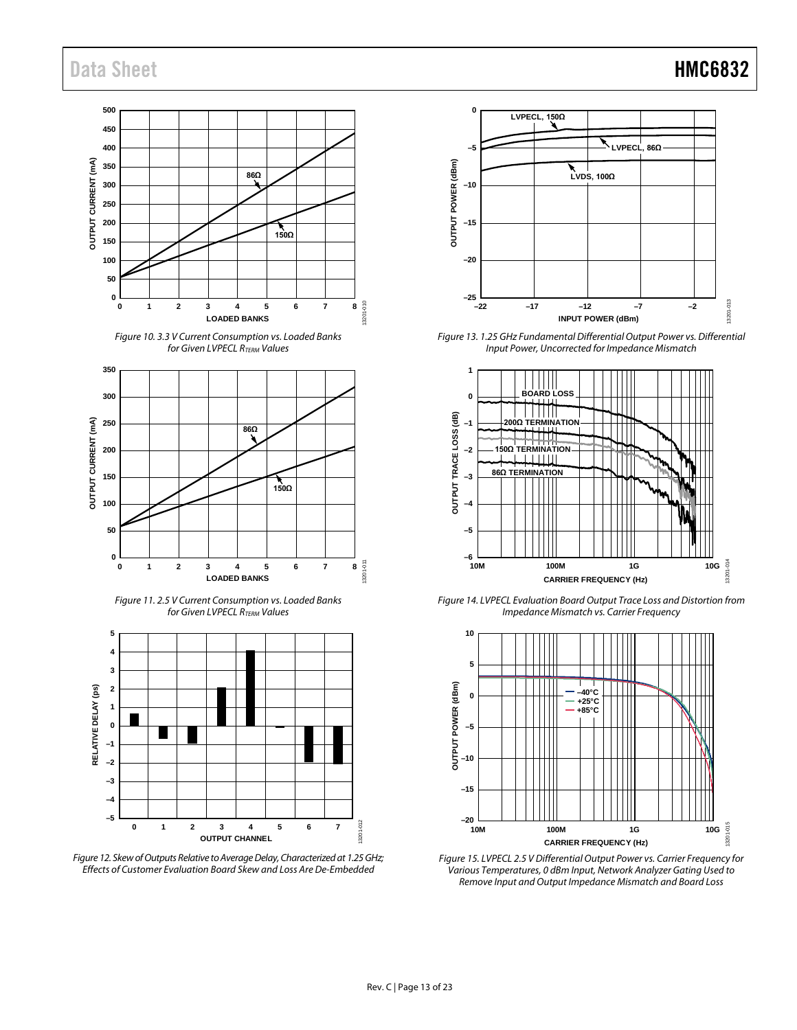500
450
400
350
300
250
200
150
100
50
0
OUTPUT CURRENT (mA)
0 1 2 3 4 5 6 7 8
LOADED BANKS
86Ω
150Ω
13201-010

Figure 10. 3.3 V Current Consumption vs. Loaded Banks for Given LVPECL $R_{TERM}$ Values

350
300
250
200
150
100
50
0
OUTPUT CURRENT (mA)
0 1 2 3 4 5 6 7 8
LOADED BANKS
86Ω
150Ω
13201-011

Figure 11. 2.5 V Current Consumption vs. Loaded Banks for Given LVPECL $R_{TERM}$ Values

5
4
3
2
1
0
−1
−2
−3
−4
−5
RELATIVE DELAY (ps)
0 1 2 3 4 5 6 7
OUTPUT CHANNEL
13201-012

Figure 12. Skew of Outputs Relative to Average Delay, Characterized at 1.25 GHz; Effects of Customer Evaluation Board Skew and Loss Are De-Embedded

0
−5
−10
−15
−20
−25
OUTPUT POWER (dBm)
−22 −17 −12 −7 −2
INPUT POWER (dBm)
LVPECL, 150Ω
LVPECL, 86Ω
LVDS, 100Ω
13201-013

Figure 13. 1.25 GHz Fundamental Differential Output Power vs. Differential Input Power, Uncorrected for Impedance Mismatch

1
0
−1
−2
−3
−4
−5
−6
OUTPUT TRACE LOSS (dB)
10M 100M 1G 10G
CARRIER FREQUENCY (Hz)
BOARD LOSS
200Ω TERMINATION
150Ω TERMINATION
86Ω TERMINATION
13201-014

Figure 14. LVPECL Evaluation Board Output Trace Loss and Distortion from Impedance Mismatch vs. Carrier Frequency

10
5
0
−5
−10
−15
−20
OUTPUT POWER (dBm)
10M 100M 1G 10G
CARRIER FREQUENCY (Hz)
−40°C
+25°C
+85°C
13201-015

Figure 15. LVPECL 2.5 V Differential Output Power vs. Carrier Frequency for Various Temperatures, 0 dBm Input, Network Analyzer Gating Used to Remove Input and Output Impedance Mismatch and Board Loss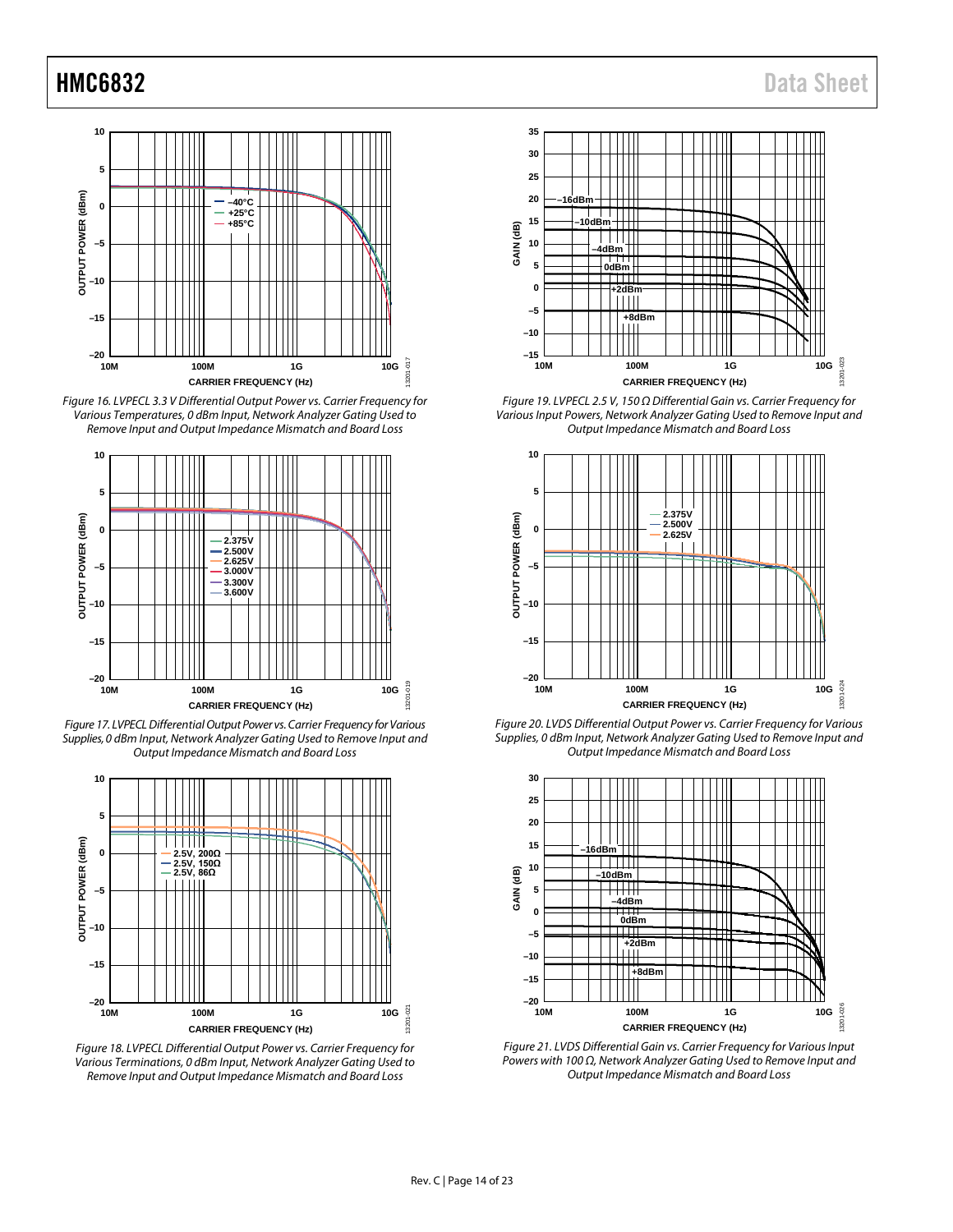10
5
0
−5
−10
−15
−20
OUTPUT POWER (dBm)
10M
100M
1G
10G
CARRIER FREQUENCY (Hz)
−40°C
+25°C
+85°C
13201-017

*Figure 16. LVPECL 3.3 V Differential Output Power vs. Carrier Frequency for Various Temperatures, 0 dBm Input, Network Analyzer Gating Used to Remove Input and Output Impedance Mismatch and Board Loss*

10
5
0
−5
−10
−15
−20
OUTPUT POWER (dBm)
10M
100M
1G
10G
CARRIER FREQUENCY (Hz)
2.375V
2.500V
2.625V
3.000V
3.300V
3.600V
13201-019

*Figure 17. LVPECL Differential Output Power vs. Carrier Frequency for Various Supplies, 0 dBm Input, Network Analyzer Gating Used to Remove Input and Output Impedance Mismatch and Board Loss*

10
5
0
−5
−10
−15
−20
OUTPUT POWER (dBm)
10M
100M
1G
10G
CARRIER FREQUENCY (Hz)
2.5V, 200Ω
2.5V, 150Ω
2.5V, 86Ω
13201-021

*Figure 18. LVPECL Differential Output Power vs. Carrier Frequency for Various Terminations, 0 dBm Input, Network Analyzer Gating Used to Remove Input and Output Impedance Mismatch and Board Loss*

35
30
25
20
15
10
5
0
−5
−10
−15
GAIN (dB)
10M
100M
1G
10G
CARRIER FREQUENCY (Hz)
−16dBm
−10dBm
−4dBm
0dBm
+2dBm
+8dBm
13201-023

*Figure 19. LVPECL 2.5 V, 150 Ω Differential Gain vs. Carrier Frequency for Various Input Powers, Network Analyzer Gating Used to Remove Input and Output Impedance Mismatch and Board Loss*

10
5
0
−5
−10
−15
−20
OUTPUT POWER (dBm)
10M
100M
1G
10G
CARRIER FREQUENCY (Hz)
2.375V
2.500V
2.625V
13201-024

*Figure 20. LVDS Differential Output Power vs. Carrier Frequency for Various Supplies, 0 dBm Input, Network Analyzer Gating Used to Remove Input and Output Impedance Mismatch and Board Loss*

30
25
20
15
10
5
0
−5
−10
−15
−20
GAIN (dB)
10M
100M
1G
10G
CARRIER FREQUENCY (Hz)
−16dBm
−10dBm
−4dBm
0dBm
+2dBm
+8dBm
13201-026

*Figure 21. LVDS Differential Gain vs. Carrier Frequency for Various Input Powers with 100 Ω, Network Analyzer Gating Used to Remove Input and Output Impedance Mismatch and Board Loss*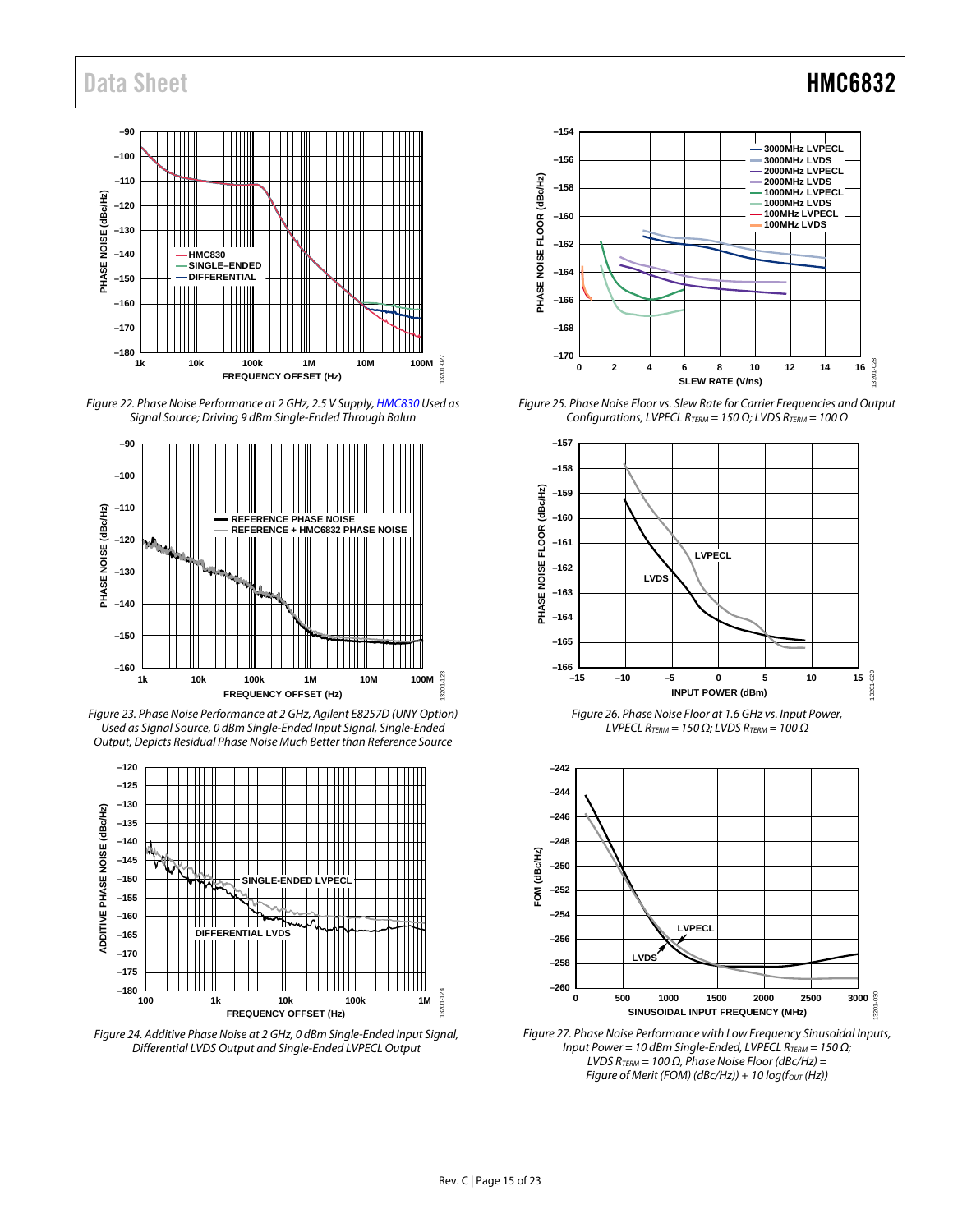−90
−100
−110
−120
−130
−140
−150
−160
−170
−180
PHASE NOISE (dBc/Hz)
1k
10k
100k
1M
10M
100M
FREQUENCY OFFSET (Hz)
HMC830
SINGLE-ENDED
DIFFERENTIAL
13201-027

Figure 22. Phase Noise Performance at 2 GHz, 2.5 V Supply, HMC830 Used as Signal Source; Driving 9 dBm Single-Ended Through Balun

−90
−100
−110
−120
−130
−140
−150
−160
PHASE NOISE (dBc/Hz)
1k
10k
100k
1M
10M
100M
FREQUENCY OFFSET (Hz)
REFERENCE PHASE NOISE
REFERENCE + HMC6832 PHASE NOISE
13201-123

Figure 23. Phase Noise Performance at 2 GHz, Agilent E8257D (UNY Option) Used as Signal Source, 0 dBm Single-Ended Input Signal, Single-Ended Output, Depicts Residual Phase Noise Much Better than Reference Source

−120
−125
−130
−135
−140
−145
−150
−155
−160
−165
−170
−175
−180
ADDITIVE PHASE NOISE (dBc/Hz)
100
1k
10k
100k
1M
FREQUENCY OFFSET (Hz)
SINGLE-ENDED LVPECL
DIFFERENTIAL LVDS
13201-124

Figure 24. Additive Phase Noise at 2 GHz, 0 dBm Single-Ended Input Signal, Differential LVDS Output and Single-Ended LVPECL Output

−154
−156
−158
−160
−162
−164
−166
−168
−170
PHASE NOISE FLOOR (dBc/Hz)
0
2
4
6
8
10
12
14
16
SLEW RATE (V/ns)
3000MHz LVPECL
3000MHz LVDS
2000MHz LVPECL
2000MHz LVDS
1000MHz LVPECL
1000MHz LVDS
100MHz LVPECL
100MHz LVDS
13201-028

Figure 25. Phase Noise Floor vs. Slew Rate for Carrier Frequencies and Output Configurations, LVPECL $R_{TERM}$ = 150 Ω; LVDS $R_{TERM}$ = 100 Ω

−157
−158
−159
−160
−161
−162
−163
−164
−165
−166
PHASE NOISE FLOOR (dBc/Hz)
−15
−10
−5
0
5
10
15
INPUT POWER (dBm)
LVPECL
LVDS
13201-029

Figure 26. Phase Noise Floor at 1.6 GHz vs. Input Power, LVPECL $R_{TERM}$ = 150 Ω; LVDS $R_{TERM}$ = 100 Ω

−242
−244
−246
−248
−250
−252
−254
−256
−258
−260
FOM (dBc/Hz)
0
500
1000
1500
2000
2500
3000
SINUSOIDAL INPUT FREQUENCY (MHz)
LVPECL
LVDS
13201-030

Figure 27. Phase Noise Performance with Low Frequency Sinusoidal Inputs, Input Power = 10 dBm Single-Ended, LVPECL $R_{TERM}$ = 150 Ω; LVDS $R_{TERM}$ = 100 Ω, Phase Noise Floor (dBc/Hz) = Figure of Merit (FOM) (dBc/Hz)) + 10 log($f_{OUT}$ (Hz))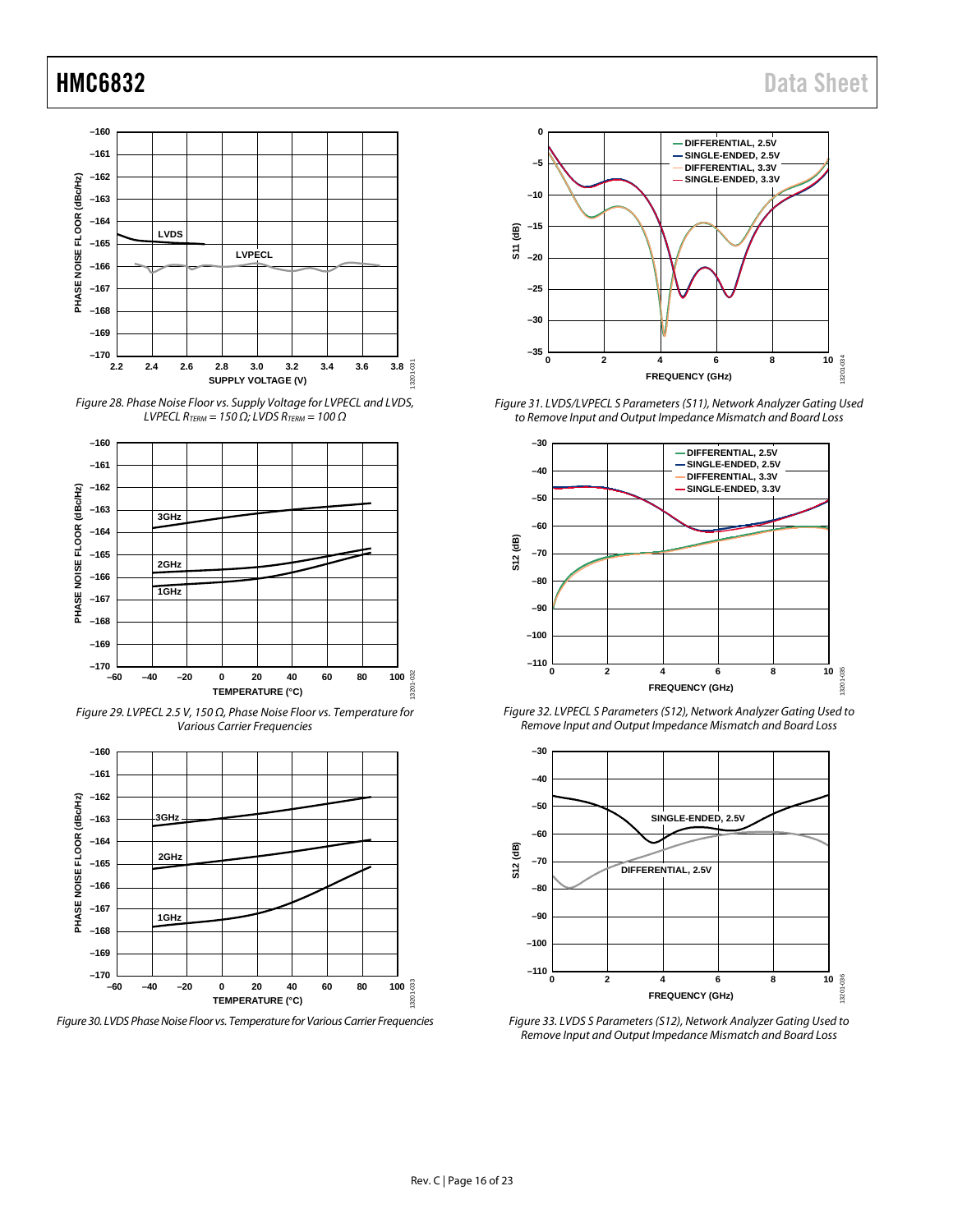−160
−161
−162
−163
−164
−165
−166
−167
−168
−169
−170
2.2 2.4 2.6 2.8 3.0 3.2 3.4 3.6 3.8
PHASE NOISE FLOOR (dBc/Hz)
SUPPLY VOLTAGE (V)
LVDS
LVPECL
13201-031

Figure 28. Phase Noise Floor vs. Supply Voltage for LVPECL and LVDS, LVPECL $R_{TERM}$ = 150 Ω; LVDS $R_{TERM}$ = 100 Ω

−160
−161
−162
−163
−164
−165
−166
−167
−168
−169
−170
−60 −40 −20 0 20 40 60 80 100
PHASE NOISE FLOOR (dBc/Hz)
TEMPERATURE (°C)
3GHz
2GHz
1GHz
13201-032

Figure 29. LVPECL 2.5 V, 150 Ω, Phase Noise Floor vs. Temperature for Various Carrier Frequencies

−160
−161
−162
−163
−164
−165
−166
−167
−168
−169
−170
−60 −40 −20 0 20 40 60 80 100
PHASE NOISE FLOOR (dBc/Hz)
TEMPERATURE (°C)
3GHz
2GHz
1GHz
13201-033

Figure 30. LVDS Phase Noise Floor vs. Temperature for Various Carrier Frequencies

0
−5
−10
−15
−20
−25
−30
−35
0 2 4 6 8 10
S11 (dB)
FREQUENCY (GHz)
DIFFERENTIAL, 2.5V
SINGLE-ENDED, 2.5V
DIFFERENTIAL, 3.3V
SINGLE-ENDED, 3.3V
13201-034

Figure 31. LVDS/LVPECL S Parameters (S11), Network Analyzer Gating Used to Remove Input and Output Impedance Mismatch and Board Loss

−30
−40
−50
−60
−70
−80
−90
−100
−110
0 2 4 6 8 10
S12 (dB)
FREQUENCY (GHz)
DIFFERENTIAL, 2.5V
SINGLE-ENDED, 2.5V
DIFFERENTIAL, 3.3V
SINGLE-ENDED, 3.3V
13201-035

Figure 32. LVPECL S Parameters (S12), Network Analyzer Gating Used to Remove Input and Output Impedance Mismatch and Board Loss

−30
−40
−50
−60
−70
−80
−90
−100
−110
0 2 4 6 8 10
S12 (dB)
FREQUENCY (GHz)
SINGLE-ENDED, 2.5V
DIFFERENTIAL, 2.5V
13201-036

Figure 33. LVDS S Parameters (S12), Network Analyzer Gating Used to Remove Input and Output Impedance Mismatch and Board Loss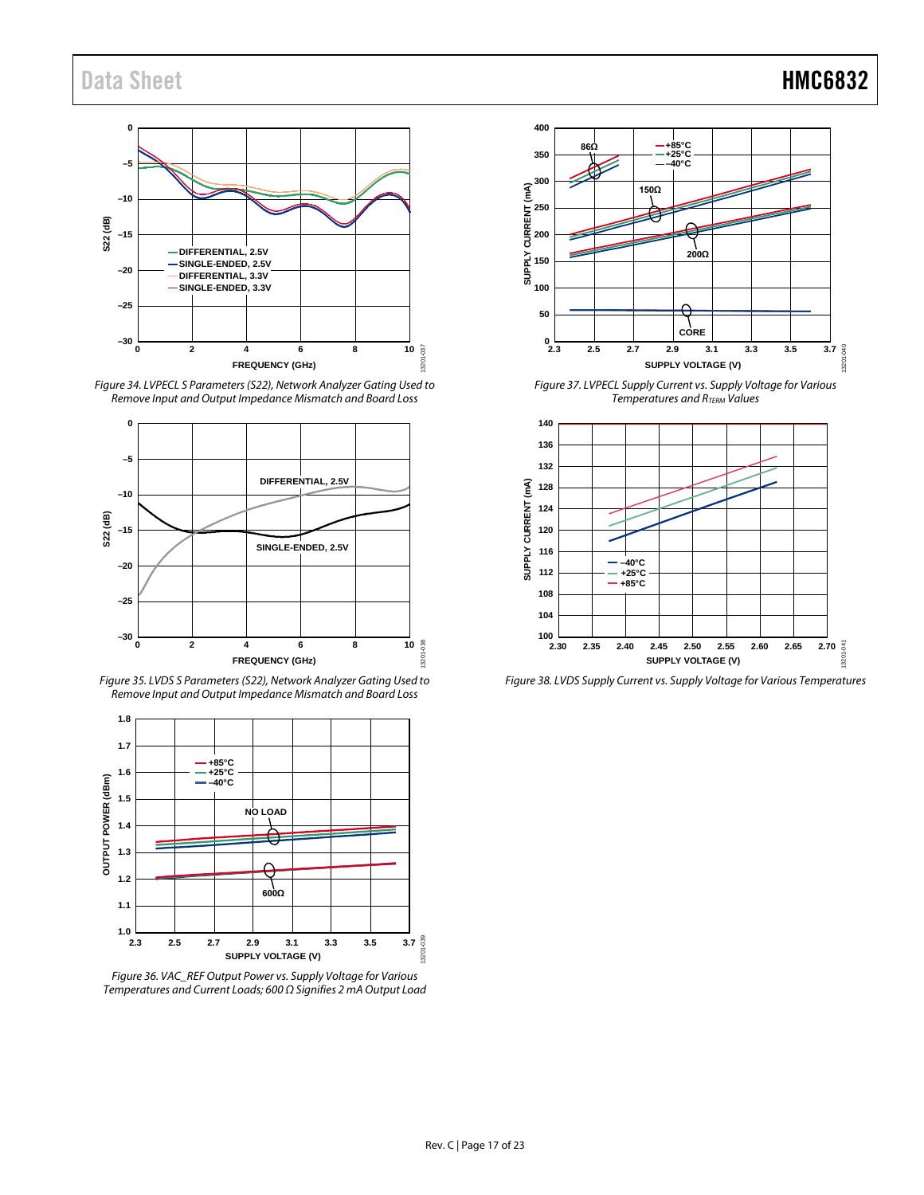0
−5
−10
−15
−20
−25
−30
S22 (dB)
0 2 4 6 8 10
FREQUENCY (GHz)
DIFFERENTIAL, 2.5V
SINGLE-ENDED, 2.5V
DIFFERENTIAL, 3.3V
SINGLE-ENDED, 3.3V
13201-037

*Figure 34. LVPECL S Parameters (S22), Network Analyzer Gating Used to Remove Input and Output Impedance Mismatch and Board Loss*

0
−5
−10
−15
−20
−25
−30
S22 (dB)
0 2 4 6 8 10
FREQUENCY (GHz)
DIFFERENTIAL, 2.5V
SINGLE-ENDED, 2.5V
13201-038

*Figure 35. LVDS S Parameters (S22), Network Analyzer Gating Used to Remove Input and Output Impedance Mismatch and Board Loss*

1.8
1.7
1.6
1.5
1.4
1.3
1.2
1.1
1.0
OUTPUT POWER (dBm)
2.3 2.5 2.7 2.9 3.1 3.3 3.5 3.7
SUPPLY VOLTAGE (V)
+85°C
+25°C
–40°C
NO LOAD
600Ω
13201-039

*Figure 36. VAC_REF Output Power vs. Supply Voltage for Various Temperatures and Current Loads; 600 Ω Signifies 2 mA Output Load*

400
350
300
250
200
150
100
50
0
SUPPLY CURRENT (mA)
2.3 2.5 2.7 2.9 3.1 3.3 3.5 3.7
SUPPLY VOLTAGE (V)
86Ω
+85°C
+25°C
–40°C
150Ω
200Ω
CORE
13201-040

*Figure 37. LVPECL Supply Current vs. Supply Voltage for Various Temperatures and $R_{TERM}$ Values*

140
136
132
128
124
120
116
112
108
104
100
SUPPLY CURRENT (mA)
2.30 2.35 2.40 2.45 2.50 2.55 2.60 2.65 2.70
SUPPLY VOLTAGE (V)
–40°C
+25°C
+85°C
13201-041

*Figure 38. LVDS Supply Current vs. Supply Voltage for Various Temperatures*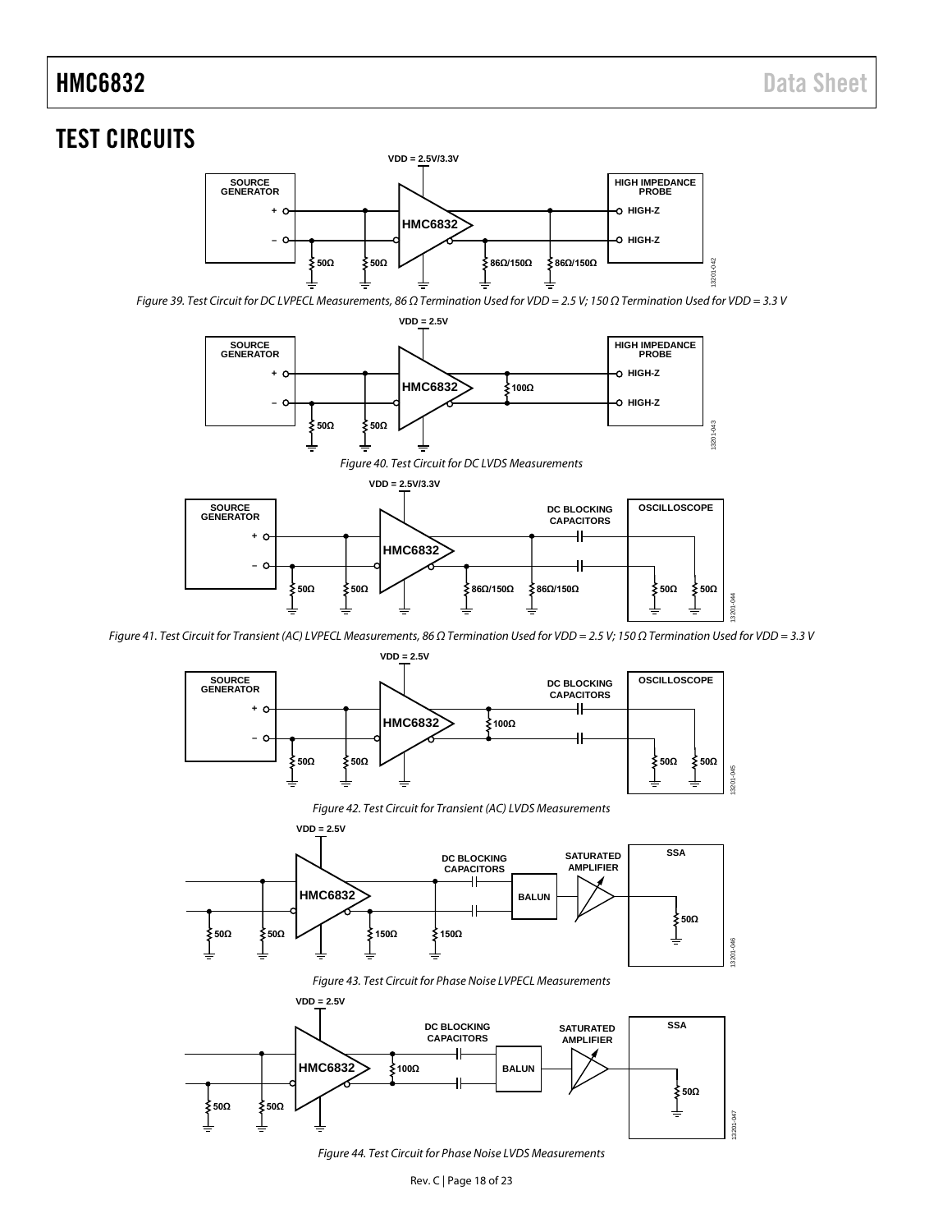# TEST CIRCUITS

VDD = 2.5V/3.3V
SOURCE GENERATOR
+
–
HMC6832
HIGH IMPEDANCE PROBE
HIGH-Z
HIGH-Z
50Ω
50Ω
86Ω/150Ω
86Ω/150Ω
13201-042

*Figure 39. Test Circuit for DC LVPECL Measurements, 86 Ω Termination Used for VDD = 2.5 V; 150 Ω Termination Used for VDD = 3.3 V*

VDD = 2.5V
SOURCE GENERATOR
+
–
HMC6832
100Ω
HIGH IMPEDANCE PROBE
HIGH-Z
HIGH-Z
50Ω
50Ω
13201-043

*Figure 40. Test Circuit for DC LVDS Measurements*

VDD = 2.5V/3.3V
SOURCE GENERATOR
+
–
HMC6832
DC BLOCKING CAPACITORS
OSCILLOSCOPE
50Ω
50Ω
86Ω/150Ω
86Ω/150Ω
50Ω
50Ω
13201-044

*Figure 41. Test Circuit for Transient (AC) LVPECL Measurements, 86 Ω Termination Used for VDD = 2.5 V; 150 Ω Termination Used for VDD = 3.3 V*

VDD = 2.5V
SOURCE GENERATOR
+
–
HMC6832
100Ω
DC BLOCKING CAPACITORS
OSCILLOSCOPE
50Ω
50Ω
50Ω
50Ω
13201-045

*Figure 42. Test Circuit for Transient (AC) LVDS Measurements*

VDD = 2.5V
HMC6832
DC BLOCKING CAPACITORS
BALUN
SATURATED AMPLIFIER
SSA
50Ω
50Ω
50Ω
150Ω
150Ω
13201-046

*Figure 43. Test Circuit for Phase Noise LVPECL Measurements*

VDD = 2.5V
HMC6832
100Ω
DC BLOCKING CAPACITORS
BALUN
SATURATED AMPLIFIER
SSA
50Ω
50Ω
50Ω
13201-047

*Figure 44. Test Circuit for Phase Noise LVDS Measurements*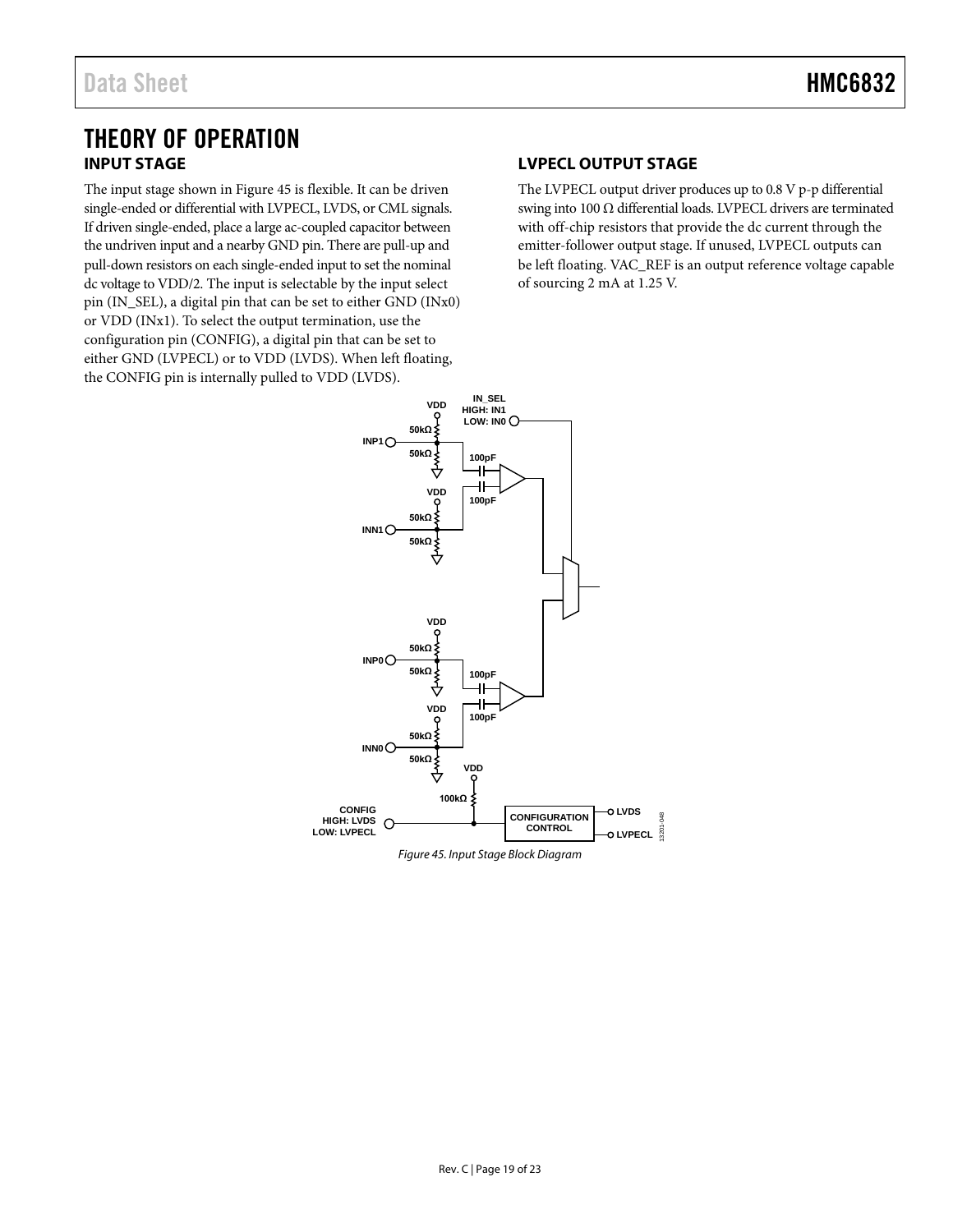# THEORY OF OPERATION

## INPUT STAGE

The input stage shown in Figure 45 is flexible. It can be driven single-ended or differential with LVPECL, LVDS, or CML signals. If driven single-ended, place a large ac-coupled capacitor between the undriven input and a nearby GND pin. There are pull-up and pull-down resistors on each single-ended input to set the nominal dc voltage to VDD/2. The input is selectable by the input select pin (IN_SEL), a digital pin that can be set to either GND (INx0) or VDD (INx1). To select the output termination, use the configuration pin (CONFIG), a digital pin that can be set to either GND (LVPECL) or to VDD (LVDS). When left floating, the CONFIG pin is internally pulled to VDD (LVDS).

Figure 45. Input Stage Block Diagram

## LVPECL OUTPUT STAGE

The LVPECL output driver produces up to 0.8 V p-p differential swing into 100 Ω differential loads. LVPECL drivers are terminated with off-chip resistors that provide the dc current through the emitter-follower output stage. If unused, LVPECL outputs can be left floating. VAC_REF is an output reference voltage capable of sourcing 2 mA at 1.25 V.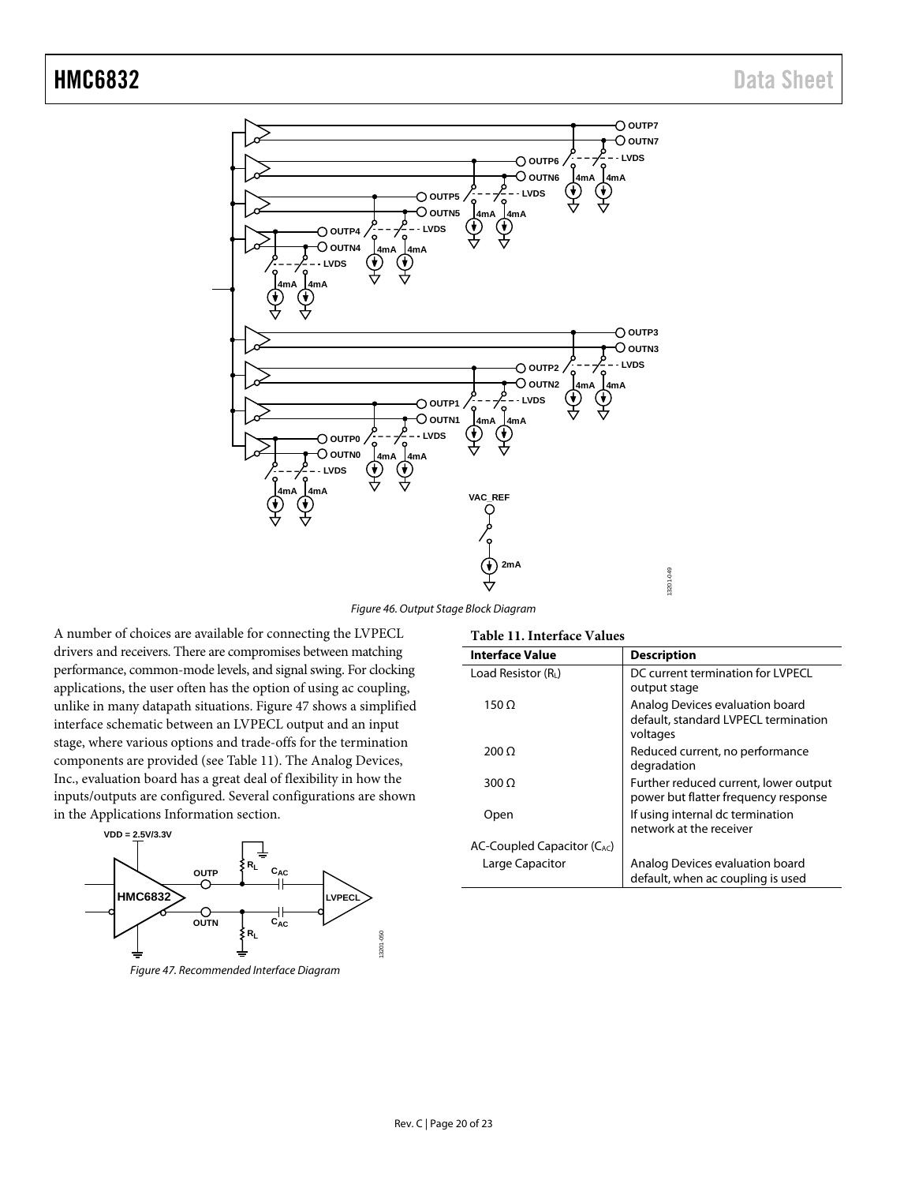OUTP7
OUTN7
LVDS
OUTP6
OUTN6
4mA
4mA
OUTP5
LVDS
OUTN5
4mA
4mA
OUTP4
LVDS
OUTN4
4mA
4mA
LVDS
4mA
4mA
OUTP3
OUTN3
OUTP2
LVDS
OUTN2
4mA
4mA
OUTP1
LVDS
OUTN1
4mA
4mA
OUTP0
LVDS
OUTN0
4mA
4mA
LVDS
4mA
4mA
VAC_REF
2mA
13201-049

*Figure 46. Output Stage Block Diagram*

A number of choices are available for connecting the LVPECL drivers and receivers. There are compromises between matching performance, common-mode levels, and signal swing. For clocking applications, the user often has the option of using ac coupling, unlike in many datapath situations. Figure 47 shows a simplified interface schematic between an LVPECL output and an input stage, where various options and trade-offs for the termination components are provided (see Table 11). The Analog Devices, Inc., evaluation board has a great deal of flexibility in how the inputs/outputs are configured. Several configurations are shown in the Applications Information section.

VDD = 2.5V/3.3V
HMC6832
OUTP
OUTN
$R_L$
$R_L$
$C_{AC}$
$C_{AC}$
LVPECL
13201-050

*Figure 47. Recommended Interface Diagram*

**Table 11. Interface Values**

| Interface Value | Description |
|---|---|
| Load Resistor ($R_L$) | DC current termination for LVPECL output stage |
| 150 Ω | Analog Devices evaluation board default, standard LVPECL termination voltages |
| 200 Ω | Reduced current, no performance degradation |
| 300 Ω | Further reduced current, lower output power but flatter frequency response |
| Open | If using internal dc termination network at the receiver |
| AC-Coupled Capacitor ($C_{AC}$) | |
| Large Capacitor | Analog Devices evaluation board default, when ac coupling is used |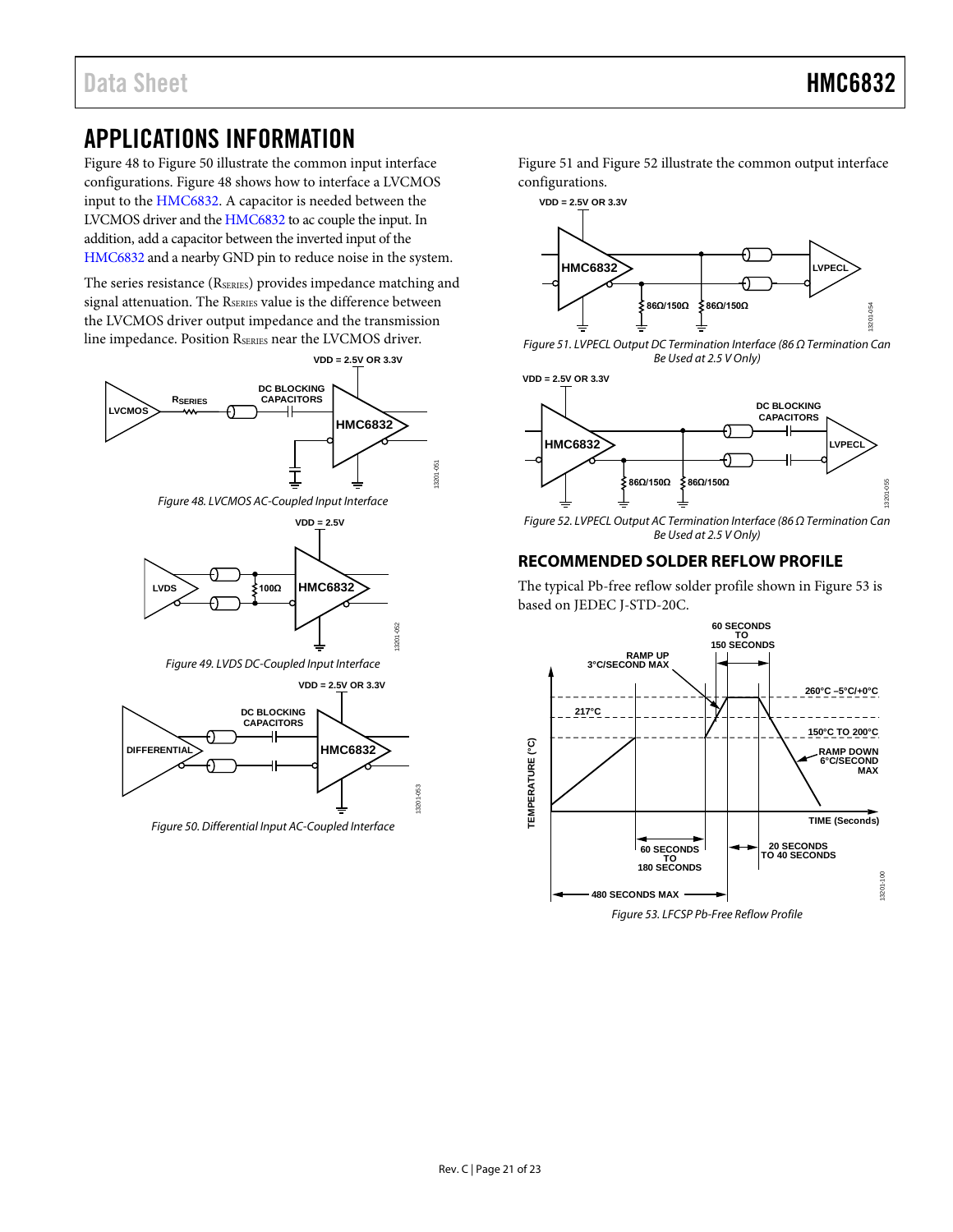# APPLICATIONS INFORMATION

Figure 48 to Figure 50 illustrate the common input interface configurations. Figure 48 shows how to interface a LVCMOS input to the HMC6832. A capacitor is needed between the LVCMOS driver and the HMC6832 to ac couple the input. In addition, add a capacitor between the inverted input of the HMC6832 and a nearby GND pin to reduce noise in the system.

The series resistance ($R_{SERIES}$) provides impedance matching and signal attenuation. The $R_{SERIES}$ value is the difference between the LVCMOS driver output impedance and the transmission line impedance. Position $R_{SERIES}$ near the LVCMOS driver.

VDD = 2.5V OR 3.3V
LVCMOS
RSERIES
DC BLOCKING CAPACITORS
HMC6832
13201-051

*Figure 48. LVCMOS AC-Coupled Input Interface*

VDD = 2.5V
LVDS
100Ω
HMC6832
13201-052

*Figure 49. LVDS DC-Coupled Input Interface*

VDD = 2.5V OR 3.3V
DIFFERENTIAL
DC BLOCKING CAPACITORS
HMC6832
13201-053

*Figure 50. Differential Input AC-Coupled Interface*

Figure 51 and Figure 52 illustrate the common output interface configurations.

VDD = 2.5V OR 3.3V
HMC6832
LVPECL
86Ω/150Ω
86Ω/150Ω
13201-054

*Figure 51. LVPECL Output DC Termination Interface (86 Ω Termination Can Be Used at 2.5 V Only)*

VDD = 2.5V OR 3.3V
HMC6832
DC BLOCKING CAPACITORS
LVPECL
86Ω/150Ω
86Ω/150Ω
13201-055

*Figure 52. LVPECL Output AC Termination Interface (86 Ω Termination Can Be Used at 2.5 V Only)*

## RECOMMENDED SOLDER REFLOW PROFILE

The typical Pb-free reflow solder profile shown in Figure 53 is based on JEDEC J-STD-20C.

60 SECONDS TO 150 SECONDS
RAMP UP 3°C/SECOND MAX
260°C –5°C/+0°C
217°C
150°C TO 200°C
RAMP DOWN 6°C/SECOND MAX
TEMPERATURE (°C)
TIME (Seconds)
60 SECONDS TO 180 SECONDS
20 SECONDS TO 40 SECONDS
480 SECONDS MAX
13201-100

*Figure 53. LFCSP Pb-Free Reflow Profile*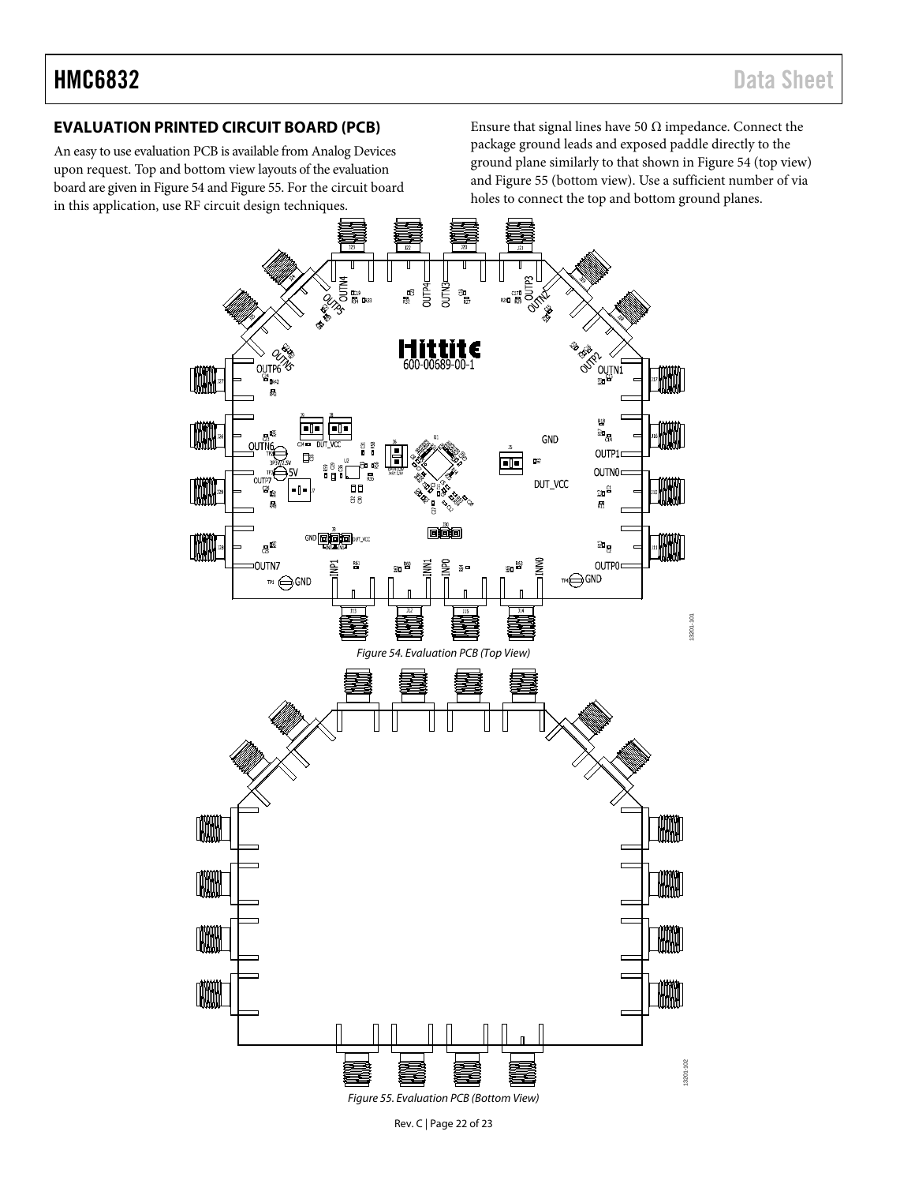## EVALUATION PRINTED CIRCUIT BOARD (PCB)

An easy to use evaluation PCB is available from Analog Devices upon request. Top and bottom view layouts of the evaluation board are given in Figure 54 and Figure 55. For the circuit board in this application, use RF circuit design techniques.

Ensure that signal lines have 50 Ω impedance. Connect the package ground leads and exposed paddle directly to the ground plane similarly to that shown in Figure 54 (top view) and Figure 55 (bottom view). Use a sufficient number of via holes to connect the top and bottom ground planes.

Figure 54. Evaluation PCB (Top View)

Figure 55. Evaluation PCB (Bottom View)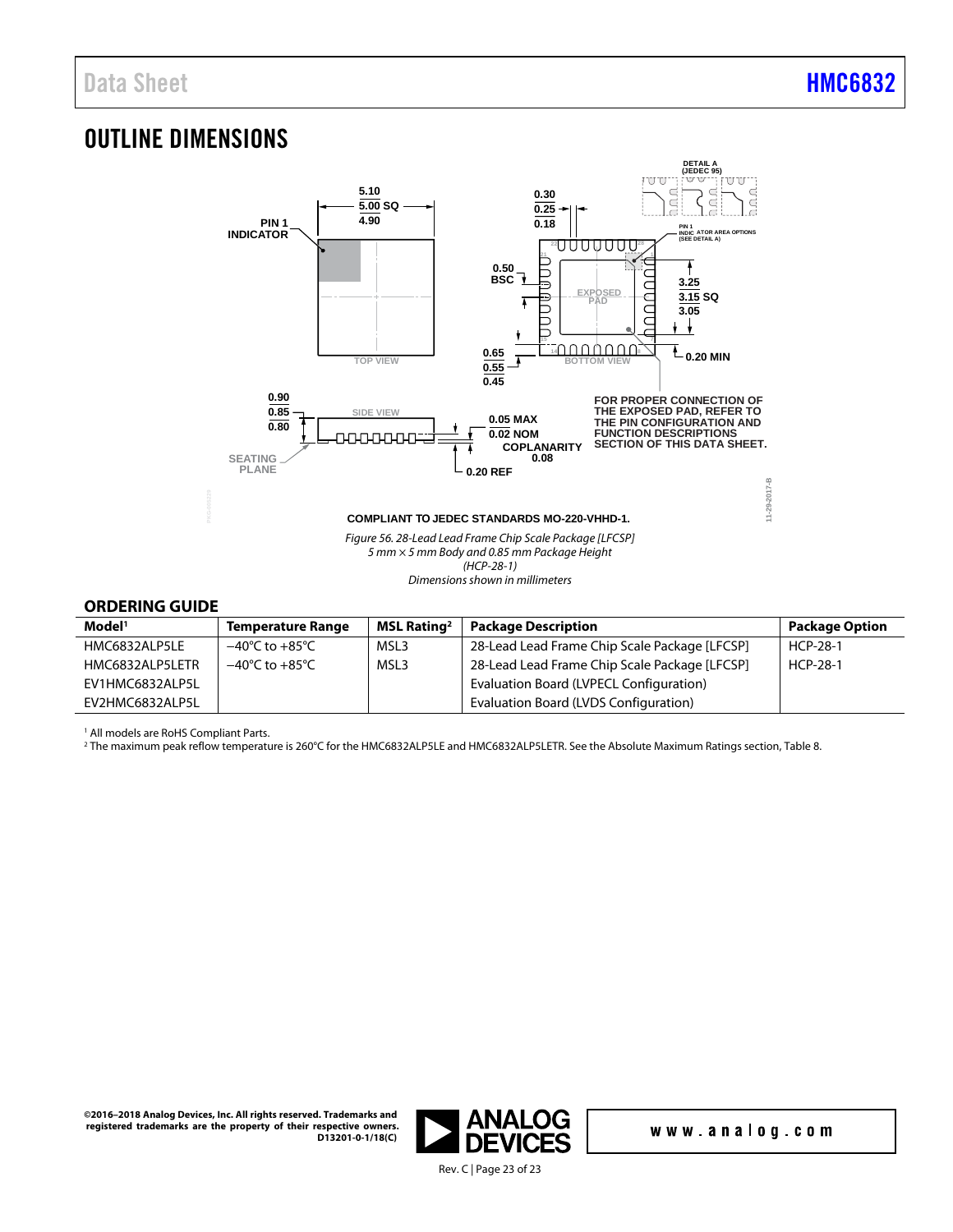# OUTLINE DIMENSIONS

DETAIL A (JEDEC 95)

5.10
5.00 SQ
4.90

PIN 1 INDICATOR

TOP VIEW

0.30
0.25
0.18

0.50 BSC

EXPOSED PAD

3.25
3.15 SQ
3.05

0.65
0.55
0.45

BOTTOM VIEW

0.20 MIN

PIN 1 INDICATOR AREA OPTIONS (SEE DETAIL A)

FOR PROPER CONNECTION OF THE EXPOSED PAD, REFER TO THE PIN CONFIGURATION AND FUNCTION DESCRIPTIONS SECTION OF THIS DATA SHEET.

0.90
0.85
0.80

SIDE VIEW

SEATING PLANE

0.05 MAX
0.02 NOM

COPLANARITY
0.08

0.20 REF

11-29-2017-B

COMPLIANT TO JEDEC STANDARDS MO-220-VHHD-1.

*Figure 56. 28-Lead Lead Frame Chip Scale Package [LFCSP]*
*5 mm × 5 mm Body and 0.85 mm Package Height*
*(HCP-28-1)*
*Dimensions shown in millimeters*

## ORDERING GUIDE

| Model[1] | Temperature Range | MSL Rating[2] | Package Description | Package Option |
|---|---|---|---|---|
| HMC6832ALP5LE | −40°C to +85°C | MSL3 | 28-Lead Lead Frame Chip Scale Package [LFCSP] | HCP-28-1 |
| HMC6832ALP5LETR | −40°C to +85°C | MSL3 | 28-Lead Lead Frame Chip Scale Package [LFCSP] | HCP-28-1 |
| EV1HMC6832ALP5L | | | Evaluation Board (LVPECL Configuration) | |
| EV2HMC6832ALP5L | | | Evaluation Board (LVDS Configuration) | |

[1] All models are RoHS Compliant Parts.

[2] The maximum peak reflow temperature is 260°C for the HMC6832ALP5LE and HMC6832ALP5LETR. See the Absolute Maximum Ratings section, Table 8.

**©2016–2018 Analog Devices, Inc. All rights reserved. Trademarks and registered trademarks are the property of their respective owners. D13201-0-1/18(C)**